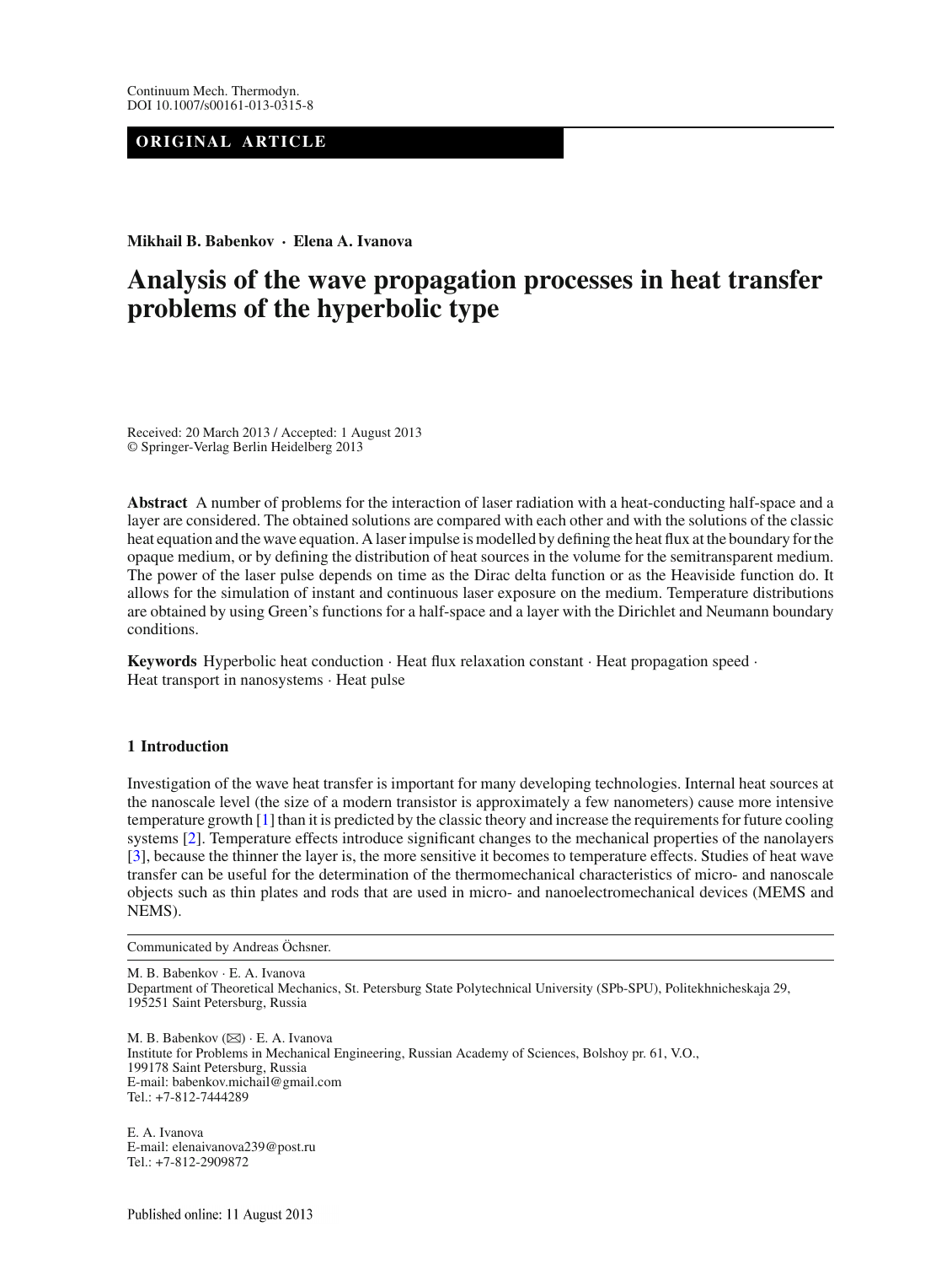Continuum Mech. Thermodyn.
DOI 10.1007/s00161-013-0315-8

**ORIGINAL ARTICLE**

**Mikhail B. Babenkov · Elena A. Ivanova**

# Analysis of the wave propagation processes in heat transfer problems of the hyperbolic type

Received: 20 March 2013 / Accepted: 1 August 2013
© Springer-Verlag Berlin Heidelberg 2013

**Abstract** A number of problems for the interaction of laser radiation with a heat-conducting half-space and a layer are considered. The obtained solutions are compared with each other and with the solutions of the classic heat equation and the wave equation. A laser impulse is modelled by defining the heat flux at the boundary for the opaque medium, or by defining the distribution of heat sources in the volume for the semitransparent medium. The power of the laser pulse depends on time as the Dirac delta function or as the Heaviside function do. It allows for the simulation of instant and continuous laser exposure on the medium. Temperature distributions are obtained by using Green's functions for a half-space and a layer with the Dirichlet and Neumann boundary conditions.

**Keywords** Hyperbolic heat conduction · Heat flux relaxation constant · Heat propagation speed · Heat transport in nanosystems · Heat pulse

## 1 Introduction

Investigation of the wave heat transfer is important for many developing technologies. Internal heat sources at the nanoscale level (the size of a modern transistor is approximately a few nanometers) cause more intensive temperature growth [1] than it is predicted by the classic theory and increase the requirements for future cooling systems [2]. Temperature effects introduce significant changes to the mechanical properties of the nanolayers [3], because the thinner the layer is, the more sensitive it becomes to temperature effects. Studies of heat wave transfer can be useful for the determination of the thermomechanical characteristics of micro- and nanoscale objects such as thin plates and rods that are used in micro- and nanoelectromechanical devices (MEMS and NEMS).

Communicated by Andreas Öchsner.

M. B. Babenkov · E. A. Ivanova
Department of Theoretical Mechanics, St. Petersburg State Polytechnical University (SPb-SPU), Politekhnicheskaja 29, 195251 Saint Petersburg, Russia

M. B. Babenkov (✉) · E. A. Ivanova
Institute for Problems in Mechanical Engineering, Russian Academy of Sciences, Bolshoy pr. 61, V.O., 199178 Saint Petersburg, Russia
E-mail: babenkov.michail@gmail.com
Tel.: +7-812-7444289

E. A. Ivanova
E-mail: elenaivanova239@post.ru
Tel.: +7-812-2909872

Published online: 11 August 2013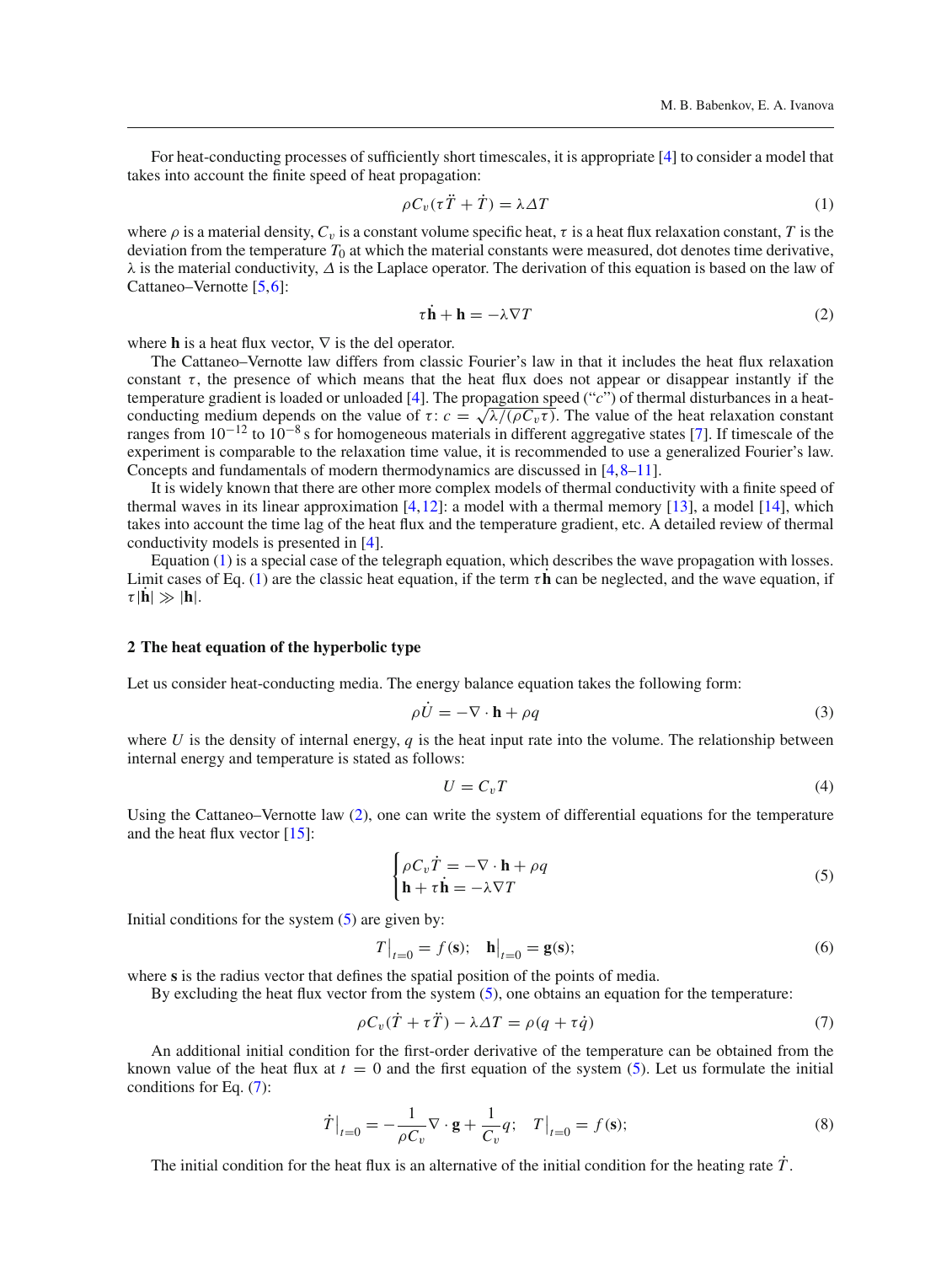For heat-conducting processes of sufficiently short timescales, it is appropriate [4] to consider a model that takes into account the finite speed of heat propagation:

$$\rho C_v(\tau \ddot{T} + \dot{T}) = \lambda \Delta T \tag{1}$$

where $\rho$ is a material density, $C_v$ is a constant volume specific heat, $\tau$ is a heat flux relaxation constant, $T$ is the deviation from the temperature $T_0$ at which the material constants were measured, dot denotes time derivative, $\lambda$ is the material conductivity, $\Delta$ is the Laplace operator. The derivation of this equation is based on the law of Cattaneo–Vernotte [5,6]:

$$\tau \dot{\mathbf{h}} + \mathbf{h} = -\lambda \nabla T \tag{2}$$

where $\mathbf{h}$ is a heat flux vector, $\nabla$ is the del operator.

The Cattaneo–Vernotte law differs from classic Fourier's law in that it includes the heat flux relaxation constant $\tau$, the presence of which means that the heat flux does not appear or disappear instantly if the temperature gradient is loaded or unloaded [4]. The propagation speed ("$c$") of thermal disturbances in a heat-conducting medium depends on the value of $\tau$: $c = \sqrt{\lambda/(\rho C_v \tau)}$. The value of the heat relaxation constant ranges from $10^{-12}$ to $10^{-8}$ s for homogeneous materials in different aggregative states [7]. If timescale of the experiment is comparable to the relaxation time value, it is recommended to use a generalized Fourier's law. Concepts and fundamentals of modern thermodynamics are discussed in [4,8–11].

It is widely known that there are other more complex models of thermal conductivity with a finite speed of thermal waves in its linear approximation [4,12]: a model with a thermal memory [13], a model [14], which takes into account the time lag of the heat flux and the temperature gradient, etc. A detailed review of thermal conductivity models is presented in [4].

Equation (1) is a special case of the telegraph equation, which describes the wave propagation with losses. Limit cases of Eq. (1) are the classic heat equation, if the term $\tau \dot{\mathbf{h}}$ can be neglected, and the wave equation, if $\tau |\dot{\mathbf{h}}| \gg |\mathbf{h}|$.

## 2 The heat equation of the hyperbolic type

Let us consider heat-conducting media. The energy balance equation takes the following form:

$$\rho \dot{U} = -\nabla \cdot \mathbf{h} + \rho q \tag{3}$$

where $U$ is the density of internal energy, $q$ is the heat input rate into the volume. The relationship between internal energy and temperature is stated as follows:

$$U = C_v T \tag{4}$$

Using the Cattaneo–Vernotte law (2), one can write the system of differential equations for the temperature and the heat flux vector [15]:

$$\begin{cases} \rho C_v \dot{T} = -\nabla \cdot \mathbf{h} + \rho q \\ \mathbf{h} + \tau \dot{\mathbf{h}} = -\lambda \nabla T \end{cases} \tag{5}$$

Initial conditions for the system (5) are given by:

$$T\big|_{t=0} = f(\mathbf{s}); \quad \mathbf{h}\big|_{t=0} = \mathbf{g}(\mathbf{s}); \tag{6}$$

where $\mathbf{s}$ is the radius vector that defines the spatial position of the points of media.

By excluding the heat flux vector from the system (5), one obtains an equation for the temperature:

$$\rho C_v(\dot{T} + \tau \ddot{T}) - \lambda \Delta T = \rho(q + \tau \dot{q}) \tag{7}$$

An additional initial condition for the first-order derivative of the temperature can be obtained from the known value of the heat flux at $t = 0$ and the first equation of the system (5). Let us formulate the initial conditions for Eq. (7):

$$\dot{T}\big|_{t=0} = -\frac{1}{\rho C_v} \nabla \cdot \mathbf{g} + \frac{1}{C_v} q; \quad T\big|_{t=0} = f(\mathbf{s}); \tag{8}$$

The initial condition for the heat flux is an alternative of the initial condition for the heating rate $\dot{T}$.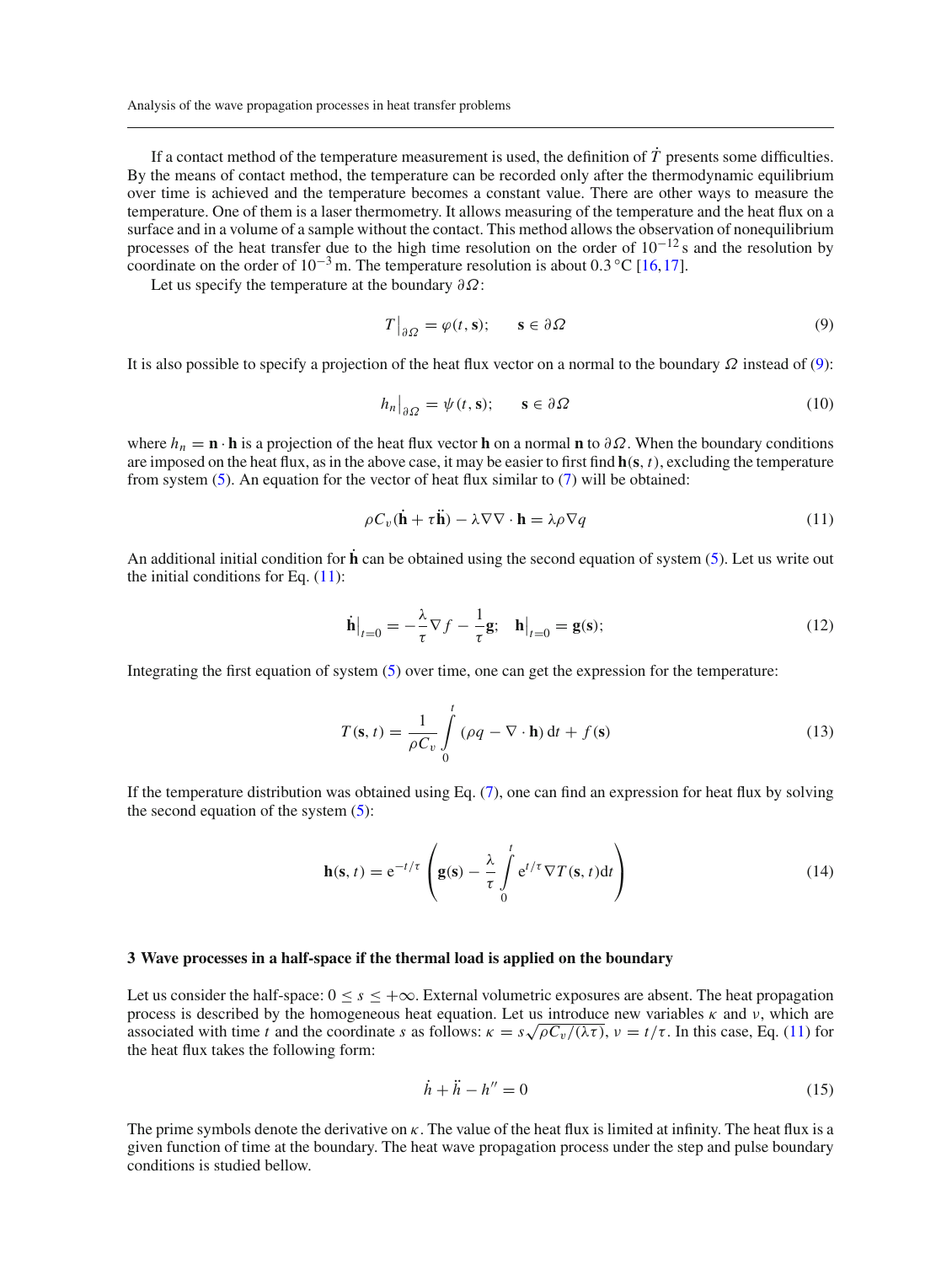If a contact method of the temperature measurement is used, the definition of $\dot{T}$ presents some difficulties. By the means of contact method, the temperature can be recorded only after the thermodynamic equilibrium over time is achieved and the temperature becomes a constant value. There are other ways to measure the temperature. One of them is a laser thermometry. It allows measuring of the temperature and the heat flux on a surface and in a volume of a sample without the contact. This method allows the observation of nonequilibrium processes of the heat transfer due to the high time resolution on the order of $10^{-12}$ s and the resolution by coordinate on the order of $10^{-3}$ m. The temperature resolution is about 0.3 °C [16,17].

Let us specify the temperature at the boundary $\partial\Omega$:

$$T\big|_{\partial\Omega} = \varphi(t, \mathbf{s}); \qquad \mathbf{s} \in \partial\Omega \tag{9}$$

It is also possible to specify a projection of the heat flux vector on a normal to the boundary $\Omega$ instead of (9):

$$h_n\big|_{\partial\Omega} = \psi(t, \mathbf{s}); \qquad \mathbf{s} \in \partial\Omega \tag{10}$$

where $h_n = \mathbf{n} \cdot \mathbf{h}$ is a projection of the heat flux vector $\mathbf{h}$ on a normal $\mathbf{n}$ to $\partial\Omega$. When the boundary conditions are imposed on the heat flux, as in the above case, it may be easier to first find $\mathbf{h}(\mathbf{s}, t)$, excluding the temperature from system (5). An equation for the vector of heat flux similar to (7) will be obtained:

$$\rho C_v(\dot{\mathbf{h}} + \tau\ddot{\mathbf{h}}) - \lambda\nabla\nabla \cdot \mathbf{h} = \lambda\rho\nabla q \tag{11}$$

An additional initial condition for $\dot{\mathbf{h}}$ can be obtained using the second equation of system (5). Let us write out the initial conditions for Eq. (11):

$$\dot{\mathbf{h}}\big|_{t=0} = -\frac{\lambda}{\tau}\nabla f - \frac{1}{\tau}\mathbf{g}; \quad \mathbf{h}\big|_{t=0} = \mathbf{g}(\mathbf{s}); \tag{12}$$

Integrating the first equation of system (5) over time, one can get the expression for the temperature:

$$T(\mathbf{s}, t) = \frac{1}{\rho C_v}\int_0^t (\rho q - \nabla \cdot \mathbf{h})\,\mathrm{d}t + f(\mathbf{s}) \tag{13}$$

If the temperature distribution was obtained using Eq. (7), one can find an expression for heat flux by solving the second equation of the system (5):

$$\mathbf{h}(\mathbf{s}, t) = \mathrm{e}^{-t/\tau}\left(\mathbf{g}(\mathbf{s}) - \frac{\lambda}{\tau}\int_0^t \mathrm{e}^{t/\tau}\nabla T(\mathbf{s}, t)\mathrm{d}t\right) \tag{14}$$

## 3 Wave processes in a half-space if the thermal load is applied on the boundary

Let us consider the half-space: $0 \le s \le +\infty$. External volumetric exposures are absent. The heat propagation process is described by the homogeneous heat equation. Let us introduce new variables $\kappa$ and $\nu$, which are associated with time $t$ and the coordinate $s$ as follows: $\kappa = s\sqrt{\rho C_v/(\lambda\tau)}$, $\nu = t/\tau$. In this case, Eq. (11) for the heat flux takes the following form:

$$\dot{h} + \ddot{h} - h'' = 0 \tag{15}$$

The prime symbols denote the derivative on $\kappa$. The value of the heat flux is limited at infinity. The heat flux is a given function of time at the boundary. The heat wave propagation process under the step and pulse boundary conditions is studied bellow.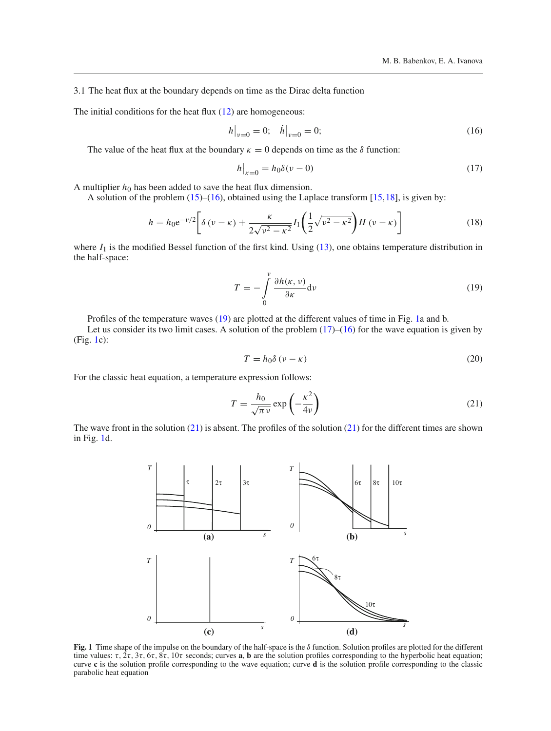### 3.1 The heat flux at the boundary depends on time as the Dirac delta function

The initial conditions for the heat flux (12) are homogeneous:

$$h\big|_{\nu=0} = 0; \quad \dot{h}\big|_{\nu=0} = 0; \tag{16}$$

The value of the heat flux at the boundary $\kappa = 0$ depends on time as the $\delta$ function:

$$h\big|_{\kappa=0} = h_0 \delta(\nu - 0) \tag{17}$$

A multiplier $h_0$ has been added to save the heat flux dimension.

A solution of the problem (15)–(16), obtained using the Laplace transform [15,18], is given by:

$$h = h_0 e^{-\nu/2} \left[ \delta(\nu - \kappa) + \frac{\kappa}{2\sqrt{\nu^2 - \kappa^2}} I_1\left(\frac{1}{2}\sqrt{\nu^2 - \kappa^2}\right) H(\nu - \kappa) \right] \tag{18}$$

where $I_1$ is the modified Bessel function of the first kind. Using (13), one obtains temperature distribution in the half-space:

$$T = -\int_0^\nu \frac{\partial h(\kappa, \nu)}{\partial \kappa} d\nu \tag{19}$$

Profiles of the temperature waves (19) are plotted at the different values of time in Fig. 1a and b.

Let us consider its two limit cases. A solution of the problem (17)–(16) for the wave equation is given by (Fig. 1c):

$$T = h_0 \delta(\nu - \kappa) \tag{20}$$

For the classic heat equation, a temperature expression follows:

$$T = \frac{h_0}{\sqrt{\pi \nu}} \exp\left(-\frac{\kappa^2}{4\nu}\right) \tag{21}$$

The wave front in the solution (21) is absent. The profiles of the solution (21) for the different times are shown in Fig. 1d.

T
0
τ
2τ
3τ
s
(a)

T
0
6τ
8τ
10τ
s
(b)

T
0
s
(c)

T
0
6τ
8τ
10τ
s
(d)

**Fig. 1** Time shape of the impulse on the boundary of the half-space is the $\delta$ function. Solution profiles are plotted for the different time values: $\tau$, $2\tau$, $3\tau$, $6\tau$, $8\tau$, $10\tau$ seconds; curves **a**, **b** are the solution profiles corresponding to the hyperbolic heat equation; curve **c** is the solution profile corresponding to the wave equation; curve **d** is the solution profile corresponding to the classic parabolic heat equation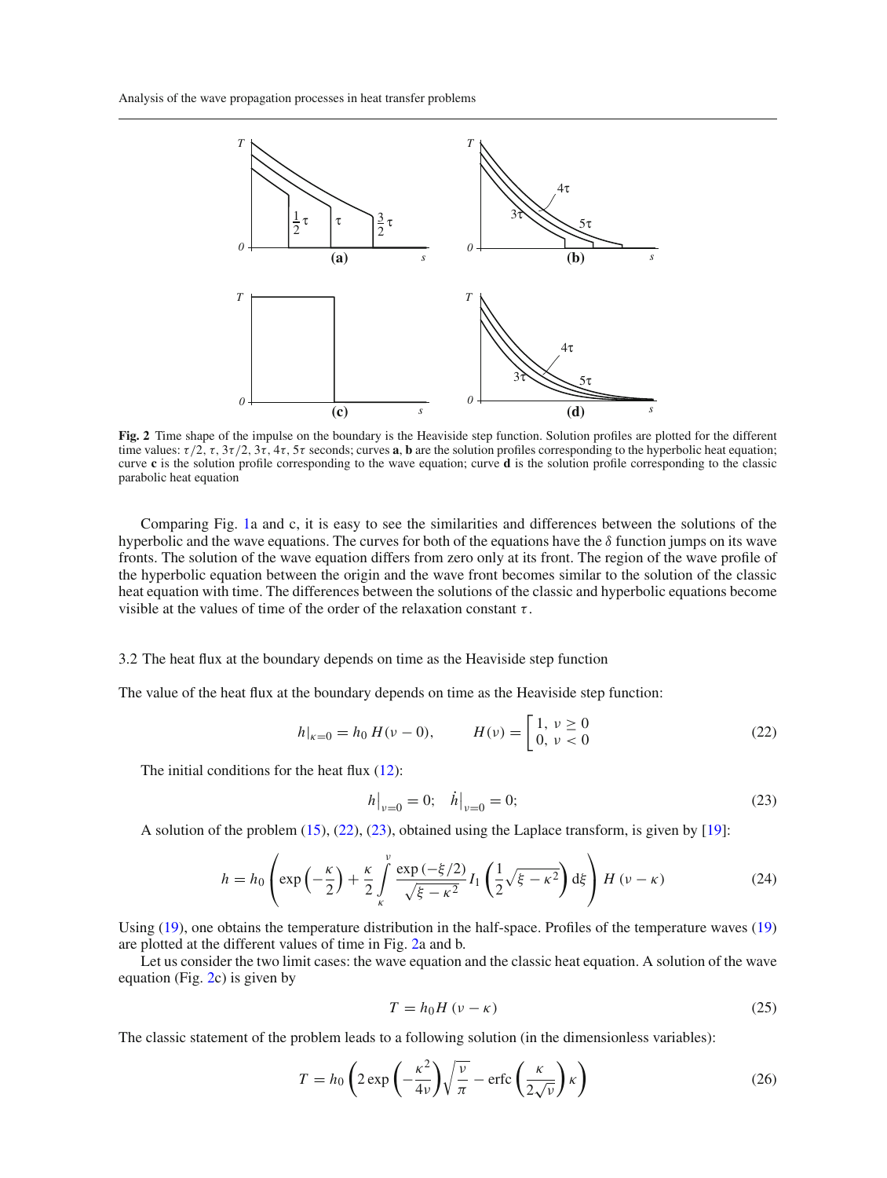T

0

$\frac{1}{2}\tau$ &nbsp; $\tau$ &nbsp; $\frac{3}{2}\tau$

**(a)** &nbsp; s

T

0

$4\tau$ &nbsp; $3\tau$ &nbsp; $5\tau$

**(b)** &nbsp; s

T

0

**(c)** &nbsp; s

T

0

$4\tau$ &nbsp; $3\tau$ &nbsp; $5\tau$

**(d)** &nbsp; s

**Fig. 2** Time shape of the impulse on the boundary is the Heaviside step function. Solution profiles are plotted for the different time values: $\tau/2$, $\tau$, $3\tau/2$, $3\tau$, $4\tau$, $5\tau$ seconds; curves **a**, **b** are the solution profiles corresponding to the hyperbolic heat equation; curve **c** is the solution profile corresponding to the wave equation; curve **d** is the solution profile corresponding to the classic parabolic heat equation

Comparing Fig. 1a and c, it is easy to see the similarities and differences between the solutions of the hyperbolic and the wave equations. The curves for both of the equations have the $\delta$ function jumps on its wave fronts. The solution of the wave equation differs from zero only at its front. The region of the wave profile of the hyperbolic equation between the origin and the wave front becomes similar to the solution of the classic heat equation with time. The differences between the solutions of the classic and hyperbolic equations become visible at the values of time of the order of the relaxation constant $\tau$.

### 3.2 The heat flux at the boundary depends on time as the Heaviside step function

The value of the heat flux at the boundary depends on time as the Heaviside step function:

$$h|_{\kappa=0} = h_0\, H(\nu - 0), \qquad H(\nu) = \begin{bmatrix} 1, \ \nu \geq 0 \\ 0, \ \nu < 0 \end{bmatrix} \tag{22}$$

The initial conditions for the heat flux (12):

$$h\big|_{\nu=0} = 0; \quad \dot{h}\big|_{\nu=0} = 0; \tag{23}$$

A solution of the problem (15), (22), (23), obtained using the Laplace transform, is given by [19]:

$$h = h_0 \left( \exp\left(-\frac{\kappa}{2}\right) + \frac{\kappa}{2} \int\limits_{\kappa}^{\nu} \frac{\exp\left(-\xi/2\right)}{\sqrt{\xi - \kappa^2}} I_1\left(\frac{1}{2}\sqrt{\xi - \kappa^2}\right) \mathrm{d}\xi \right) H\left(\nu - \kappa\right) \tag{24}$$

Using (19), one obtains the temperature distribution in the half-space. Profiles of the temperature waves (19) are plotted at the different values of time in Fig. 2a and b.

Let us consider the two limit cases: the wave equation and the classic heat equation. A solution of the wave equation (Fig. 2c) is given by

$$T = h_0 H\left(\nu - \kappa\right) \tag{25}$$

The classic statement of the problem leads to a following solution (in the dimensionless variables):

$$T = h_0 \left( 2 \exp\left(-\frac{\kappa^2}{4\nu}\right) \sqrt{\frac{\nu}{\pi}} - \operatorname{erfc}\left(\frac{\kappa}{2\sqrt{\nu}}\right) \kappa \right) \tag{26}$$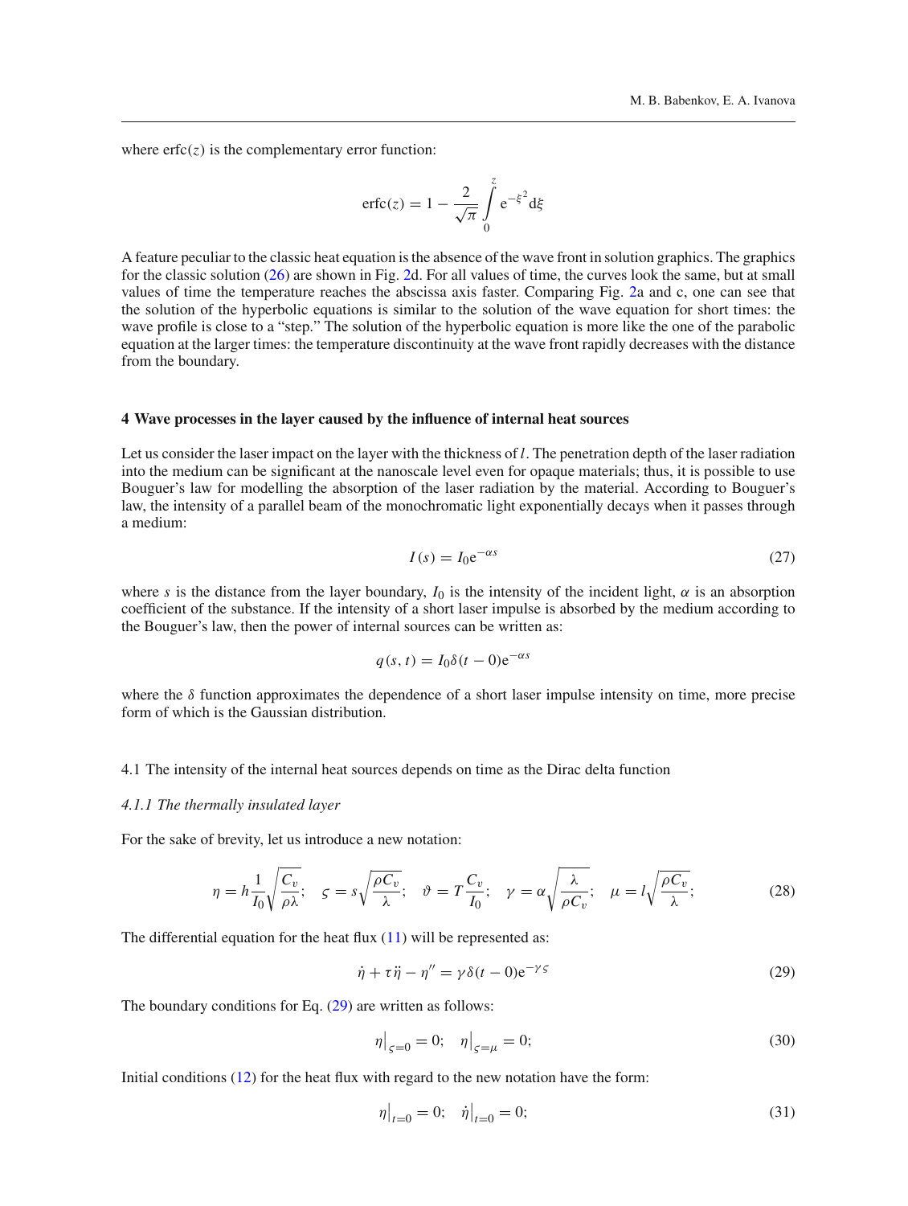where $\mathrm{erfc}(z)$ is the complementary error function:

$$\mathrm{erfc}(z) = 1 - \frac{2}{\sqrt{\pi}} \int\limits_0^z \mathrm{e}^{-\xi^2} \mathrm{d}\xi$$

A feature peculiar to the classic heat equation is the absence of the wave front in solution graphics. The graphics for the classic solution (26) are shown in Fig. 2d. For all values of time, the curves look the same, but at small values of time the temperature reaches the abscissa axis faster. Comparing Fig. 2a and c, one can see that the solution of the hyperbolic equations is similar to the solution of the wave equation for short times: the wave profile is close to a "step." The solution of the hyperbolic equation is more like the one of the parabolic equation at the larger times: the temperature discontinuity at the wave front rapidly decreases with the distance from the boundary.

## 4 Wave processes in the layer caused by the influence of internal heat sources

Let us consider the laser impact on the layer with the thickness of $l$. The penetration depth of the laser radiation into the medium can be significant at the nanoscale level even for opaque materials; thus, it is possible to use Bouguer's law for modelling the absorption of the laser radiation by the material. According to Bouguer's law, the intensity of a parallel beam of the monochromatic light exponentially decays when it passes through a medium:

$$I(s) = I_0 \mathrm{e}^{-\alpha s} \tag{27}$$

where $s$ is the distance from the layer boundary, $I_0$ is the intensity of the incident light, $\alpha$ is an absorption coefficient of the substance. If the intensity of a short laser impulse is absorbed by the medium according to the Bouguer's law, then the power of internal sources can be written as:

$$q(s,t) = I_0 \delta(t-0) \mathrm{e}^{-\alpha s}$$

where the $\delta$ function approximates the dependence of a short laser impulse intensity on time, more precise form of which is the Gaussian distribution.

### 4.1 The intensity of the internal heat sources depends on time as the Dirac delta function

#### *4.1.1 The thermally insulated layer*

For the sake of brevity, let us introduce a new notation:

$$\eta = h \frac{1}{I_0} \sqrt{\frac{C_v}{\rho \lambda}}; \quad \varsigma = s \sqrt{\frac{\rho C_v}{\lambda}}; \quad \vartheta = T \frac{C_v}{I_0}; \quad \gamma = \alpha \sqrt{\frac{\lambda}{\rho C_v}}; \quad \mu = l \sqrt{\frac{\rho C_v}{\lambda}}; \tag{28}$$

The differential equation for the heat flux (11) will be represented as:

$$\dot{\eta} + \tau \ddot{\eta} - \eta'' = \gamma \delta(t-0) \mathrm{e}^{-\gamma \varsigma} \tag{29}$$

The boundary conditions for Eq. (29) are written as follows:

$$\eta\big|_{\varsigma=0} = 0; \quad \eta\big|_{\varsigma=\mu} = 0; \tag{30}$$

Initial conditions (12) for the heat flux with regard to the new notation have the form:

$$\eta\big|_{t=0} = 0; \quad \dot{\eta}\big|_{t=0} = 0; \tag{31}$$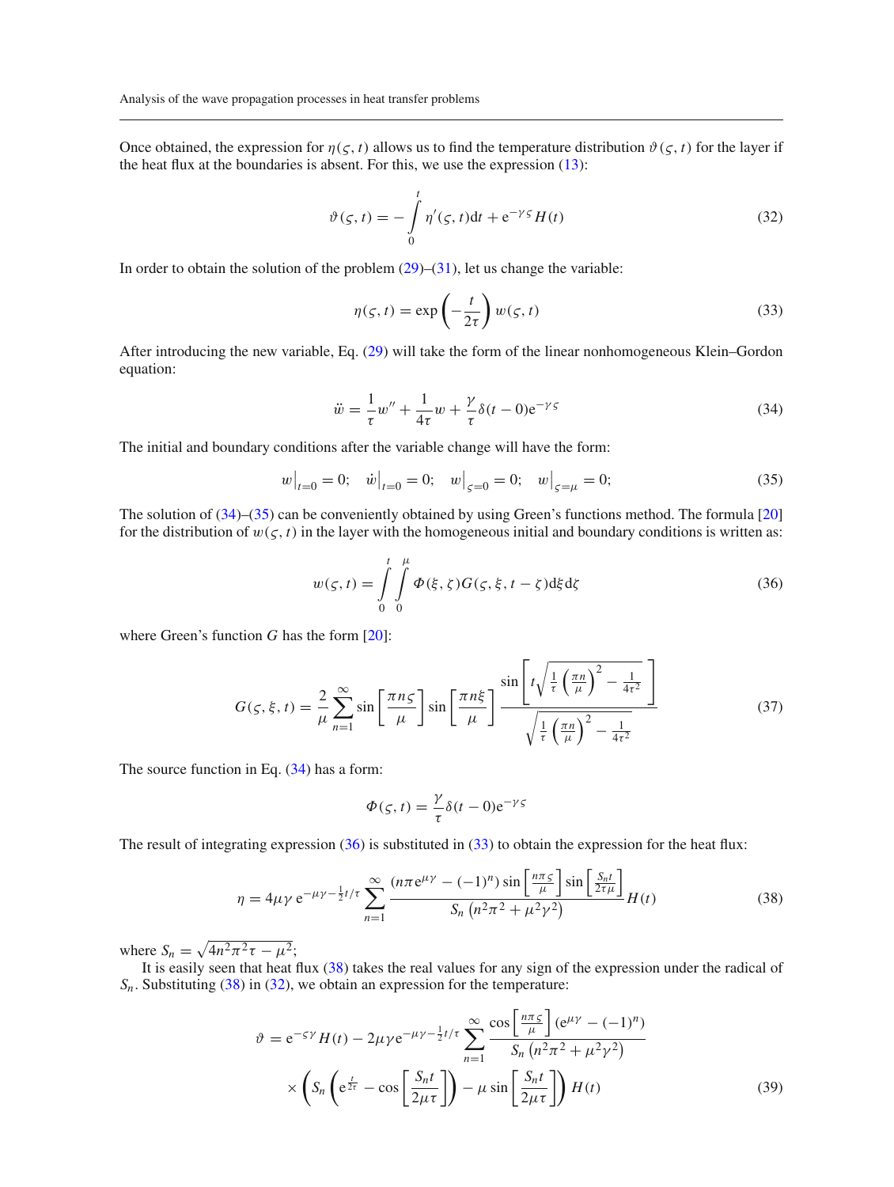Once obtained, the expression for $\eta(\varsigma, t)$ allows us to find the temperature distribution $\vartheta(\varsigma, t)$ for the layer if the heat flux at the boundaries is absent. For this, we use the expression (13):

$$\vartheta(\varsigma, t) = -\int_0^t \eta'(\varsigma, t)\mathrm{d}t + \mathrm{e}^{-\gamma\varsigma} H(t) \tag{32}$$

In order to obtain the solution of the problem (29)–(31), let us change the variable:

$$\eta(\varsigma, t) = \exp\left(-\frac{t}{2\tau}\right) w(\varsigma, t) \tag{33}$$

After introducing the new variable, Eq. (29) will take the form of the linear nonhomogeneous Klein–Gordon equation:

$$\ddot{w} = \frac{1}{\tau} w'' + \frac{1}{4\tau} w + \frac{\gamma}{\tau} \delta(t-0) \mathrm{e}^{-\gamma\varsigma} \tag{34}$$

The initial and boundary conditions after the variable change will have the form:

$$w\big|_{t=0} = 0; \quad \dot{w}\big|_{t=0} = 0; \quad w\big|_{\varsigma=0} = 0; \quad w\big|_{\varsigma=\mu} = 0; \tag{35}$$

The solution of (34)–(35) can be conveniently obtained by using Green's functions method. The formula [20] for the distribution of $w(\varsigma, t)$ in the layer with the homogeneous initial and boundary conditions is written as:

$$w(\varsigma, t) = \int_0^t \int_0^\mu \Phi(\xi, \zeta) G(\varsigma, \xi, t-\zeta) \mathrm{d}\xi \mathrm{d}\zeta \tag{36}$$

where Green's function $G$ has the form [20]:

$$G(\varsigma, \xi, t) = \frac{2}{\mu} \sum_{n=1}^{\infty} \sin\left[\frac{\pi n \varsigma}{\mu}\right] \sin\left[\frac{\pi n \xi}{\mu}\right] \frac{\sin\left[t\sqrt{\frac{1}{\tau}\left(\frac{\pi n}{\mu}\right)^2 - \frac{1}{4\tau^2}}\right]}{\sqrt{\frac{1}{\tau}\left(\frac{\pi n}{\mu}\right)^2 - \frac{1}{4\tau^2}}} \tag{37}$$

The source function in Eq. (34) has a form:

$$\Phi(\varsigma, t) = \frac{\gamma}{\tau} \delta(t-0) \mathrm{e}^{-\gamma\varsigma}$$

The result of integrating expression (36) is substituted in (33) to obtain the expression for the heat flux:

$$\eta = 4\mu\gamma\, \mathrm{e}^{-\mu\gamma - \frac{1}{2}t/\tau} \sum_{n=1}^{\infty} \frac{(n\pi \mathrm{e}^{\mu\gamma} - (-1)^n) \sin\left[\frac{n\pi\varsigma}{\mu}\right] \sin\left[\frac{S_n t}{2\tau\mu}\right]}{S_n\left(n^2\pi^2 + \mu^2\gamma^2\right)} H(t) \tag{38}$$

where $S_n = \sqrt{4n^2\pi^2\tau - \mu^2}$;

It is easily seen that heat flux (38) takes the real values for any sign of the expression under the radical of $S_n$. Substituting (38) in (32), we obtain an expression for the temperature:

$$\begin{aligned} \vartheta &= \mathrm{e}^{-\varsigma\gamma} H(t) - 2\mu\gamma \mathrm{e}^{-\mu\gamma - \frac{1}{2}t/\tau} \sum_{n=1}^{\infty} \frac{\cos\left[\frac{n\pi\varsigma}{\mu}\right]\left(\mathrm{e}^{\mu\gamma} - (-1)^n\right)}{S_n\left(n^2\pi^2 + \mu^2\gamma^2\right)} \\ &\times \left(S_n\left(\mathrm{e}^{\frac{t}{2\tau}} - \cos\left[\frac{S_n t}{2\mu\tau}\right]\right) - \mu \sin\left[\frac{S_n t}{2\mu\tau}\right]\right) H(t) \end{aligned} \tag{39}$$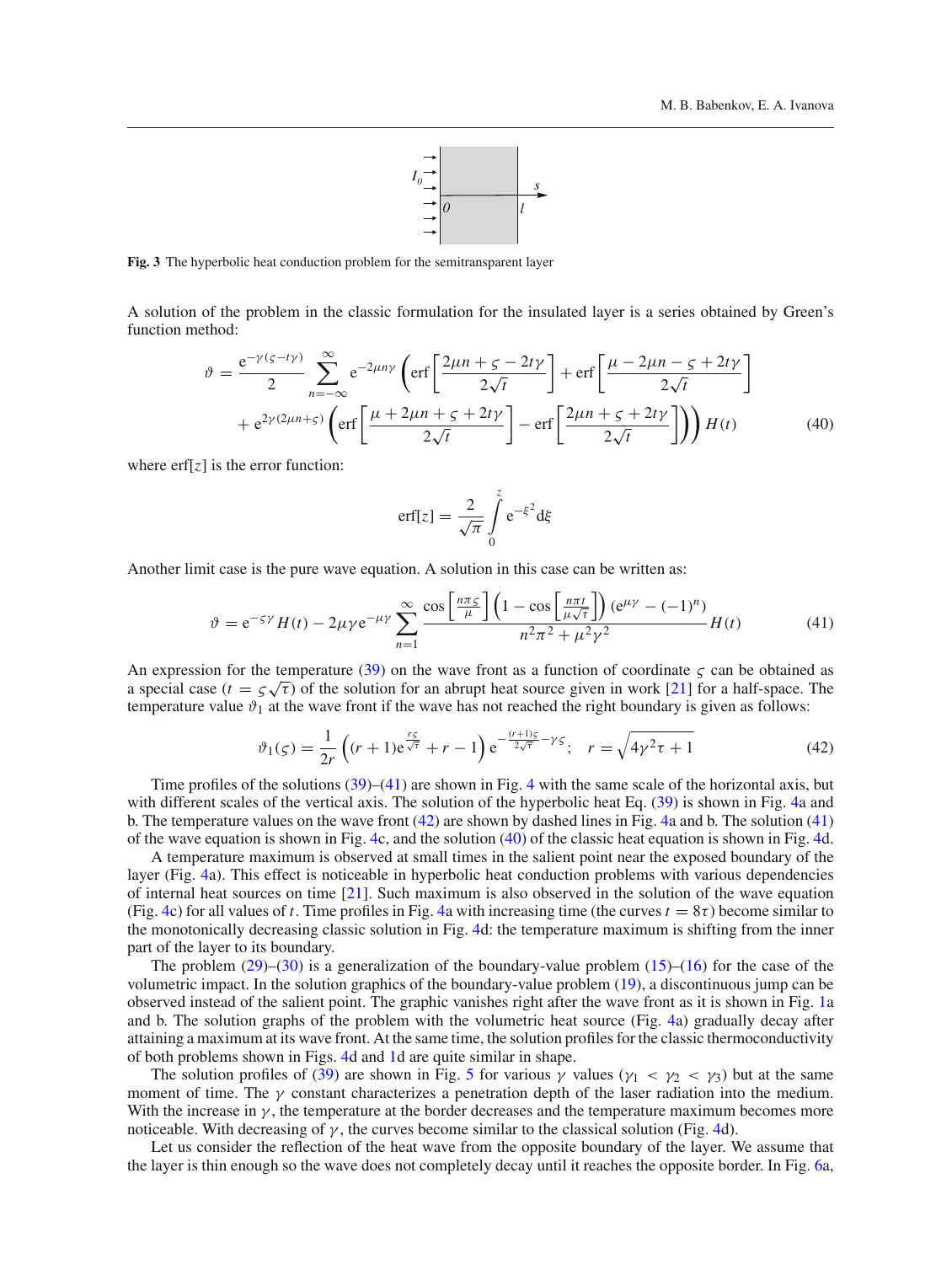$I_0$

0 $l$ $s$

**Fig. 3** The hyperbolic heat conduction problem for the semitransparent layer

A solution of the problem in the classic formulation for the insulated layer is a series obtained by Green's function method:

$$\vartheta = \frac{e^{-\gamma(\varsigma - t\gamma)}}{2} \sum_{n=-\infty}^{\infty} e^{-2\mu n\gamma} \left( \operatorname{erf}\left[\frac{2\mu n + \varsigma - 2t\gamma}{2\sqrt{t}}\right] + \operatorname{erf}\left[\frac{\mu - 2\mu n - \varsigma + 2t\gamma}{2\sqrt{t}}\right] \right.$$
$$\left. + e^{2\gamma(2\mu n + \varsigma)} \left( \operatorname{erf}\left[\frac{\mu + 2\mu n + \varsigma + 2t\gamma}{2\sqrt{t}}\right] - \operatorname{erf}\left[\frac{2\mu n + \varsigma + 2t\gamma}{2\sqrt{t}}\right] \right) \right) H(t) \tag{40}$$

where erf$[z]$ is the error function:

$$\operatorname{erf}[z] = \frac{2}{\sqrt{\pi}} \int_0^z e^{-\xi^2} d\xi$$

Another limit case is the pure wave equation. A solution in this case can be written as:

$$\vartheta = e^{-\varsigma\gamma} H(t) - 2\mu\gamma e^{-\mu\gamma} \sum_{n=1}^{\infty} \frac{\cos\left[\frac{n\pi\varsigma}{\mu}\right]\left(1 - \cos\left[\frac{n\pi t}{\mu\sqrt{\tau}}\right]\right)(e^{\mu\gamma} - (-1)^n)}{n^2\pi^2 + \mu^2\gamma^2} H(t) \tag{41}$$

An expression for the temperature (39) on the wave front as a function of coordinate $\varsigma$ can be obtained as a special case ($t = \varsigma\sqrt{\tau}$) of the solution for an abrupt heat source given in work [21] for a half-space. The temperature value $\vartheta_1$ at the wave front if the wave has not reached the right boundary is given as follows:

$$\vartheta_1(\varsigma) = \frac{1}{2r}\left((r+1)e^{\frac{r\varsigma}{\sqrt{\tau}}} + r - 1\right)e^{-\frac{(r+1)\varsigma}{2\sqrt{\tau}} - \gamma\varsigma}; \quad r = \sqrt{4\gamma^2\tau + 1} \tag{42}$$

Time profiles of the solutions (39)–(41) are shown in Fig. 4 with the same scale of the horizontal axis, but with different scales of the vertical axis. The solution of the hyperbolic heat Eq. (39) is shown in Fig. 4a and b. The temperature values on the wave front (42) are shown by dashed lines in Fig. 4a and b. The solution (41) of the wave equation is shown in Fig. 4c, and the solution (40) of the classic heat equation is shown in Fig. 4d.

A temperature maximum is observed at small times in the salient point near the exposed boundary of the layer (Fig. 4a). This effect is noticeable in hyperbolic heat conduction problems with various dependencies of internal heat sources on time [21]. Such maximum is also observed in the solution of the wave equation (Fig. 4c) for all values of $t$. Time profiles in Fig. 4a with increasing time (the curves $t = 8\tau$) become similar to the monotonically decreasing classic solution in Fig. 4d: the temperature maximum is shifting from the inner part of the layer to its boundary.

The problem (29)–(30) is a generalization of the boundary-value problem (15)–(16) for the case of the volumetric impact. In the solution graphics of the boundary-value problem (19), a discontinuous jump can be observed instead of the salient point. The graphic vanishes right after the wave front as it is shown in Fig. 1a and b. The solution graphs of the problem with the volumetric heat source (Fig. 4a) gradually decay after attaining a maximum at its wave front. At the same time, the solution profiles for the classic thermoconductivity of both problems shown in Figs. 4d and 1d are quite similar in shape.

The solution profiles of (39) are shown in Fig. 5 for various $\gamma$ values ($\gamma_1 < \gamma_2 < \gamma_3$) but at the same moment of time. The $\gamma$ constant characterizes a penetration depth of the laser radiation into the medium. With the increase in $\gamma$, the temperature at the border decreases and the temperature maximum becomes more noticeable. With decreasing of $\gamma$, the curves become similar to the classical solution (Fig. 4d).

Let us consider the reflection of the heat wave from the opposite boundary of the layer. We assume that the layer is thin enough so the wave does not completely decay until it reaches the opposite border. In Fig. 6a,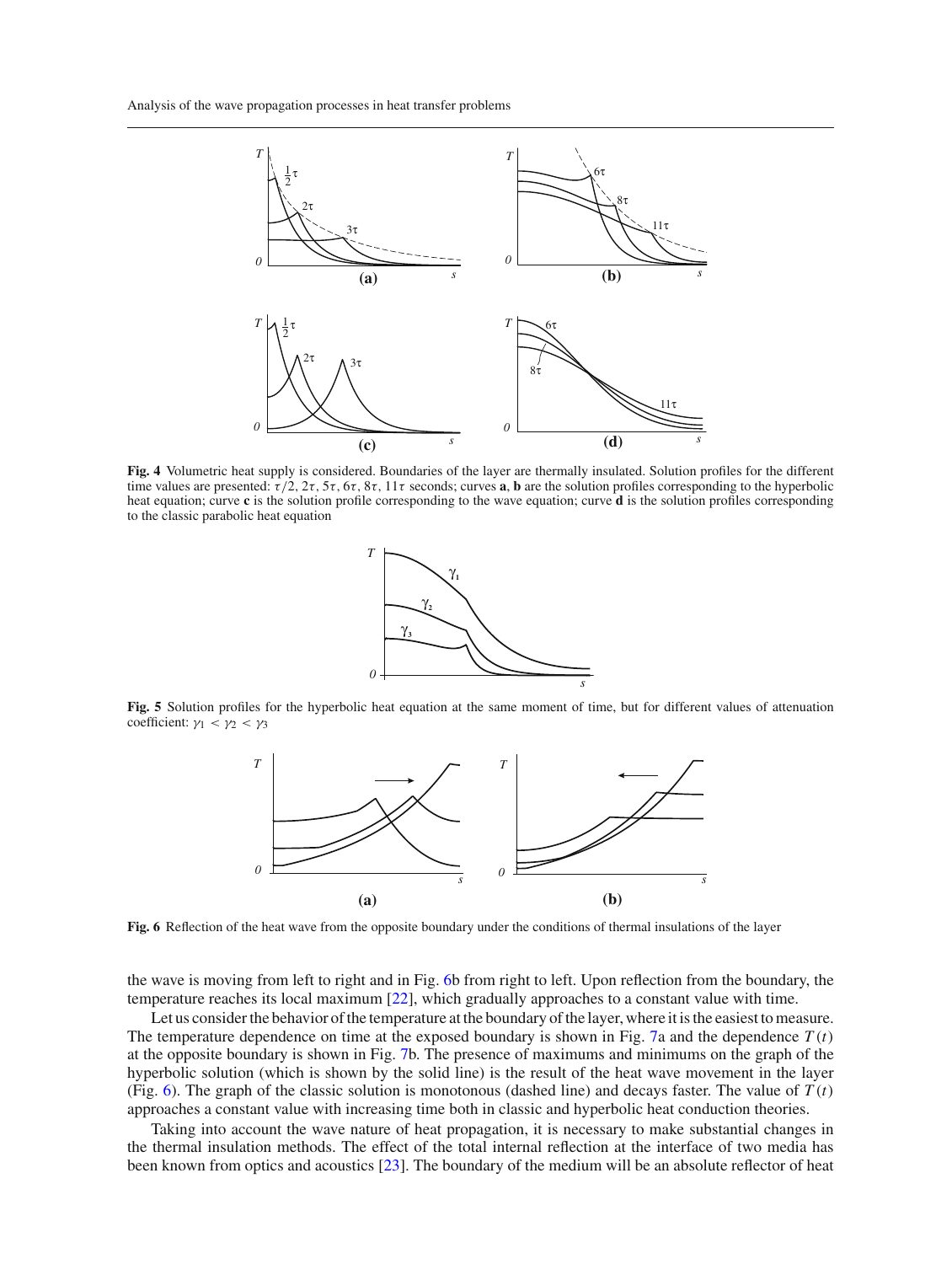T

$\frac{1}{2}\tau$

$2\tau$

$3\tau$

0

s

**(a)**

T

$6\tau$

$8\tau$

$11\tau$

0

s

**(b)**

T

$\frac{1}{2}\tau$

$2\tau$

$3\tau$

0

s

**(c)**

T

$6\tau$

$8\tau$

$11\tau$

0

s

**(d)**

**Fig. 4** Volumetric heat supply is considered. Boundaries of the layer are thermally insulated. Solution profiles for the different time values are presented: $\tau/2$, $2\tau$, $5\tau$, $6\tau$, $8\tau$, $11\tau$ seconds; curves **a**, **b** are the solution profiles corresponding to the hyperbolic heat equation; curve **c** is the solution profile corresponding to the wave equation; curve **d** is the solution profiles corresponding to the classic parabolic heat equation

T

$\gamma_1$

$\gamma_2$

$\gamma_3$

0

s

**Fig. 5** Solution profiles for the hyperbolic heat equation at the same moment of time, but for different values of attenuation coefficient: $\gamma_1 < \gamma_2 < \gamma_3$

T

0

s

**(a)**

T

0

s

**(b)**

**Fig. 6** Reflection of the heat wave from the opposite boundary under the conditions of thermal insulations of the layer

the wave is moving from left to right and in Fig. 6b from right to left. Upon reflection from the boundary, the temperature reaches its local maximum [22], which gradually approaches to a constant value with time.

Let us consider the behavior of the temperature at the boundary of the layer, where it is the easiest to measure. The temperature dependence on time at the exposed boundary is shown in Fig. 7a and the dependence $T(t)$ at the opposite boundary is shown in Fig. 7b. The presence of maximums and minimums on the graph of the hyperbolic solution (which is shown by the solid line) is the result of the heat wave movement in the layer (Fig. 6). The graph of the classic solution is monotonous (dashed line) and decays faster. The value of $T(t)$ approaches a constant value with increasing time both in classic and hyperbolic heat conduction theories.

Taking into account the wave nature of heat propagation, it is necessary to make substantial changes in the thermal insulation methods. The effect of the total internal reflection at the interface of two media has been known from optics and acoustics [23]. The boundary of the medium will be an absolute reflector of heat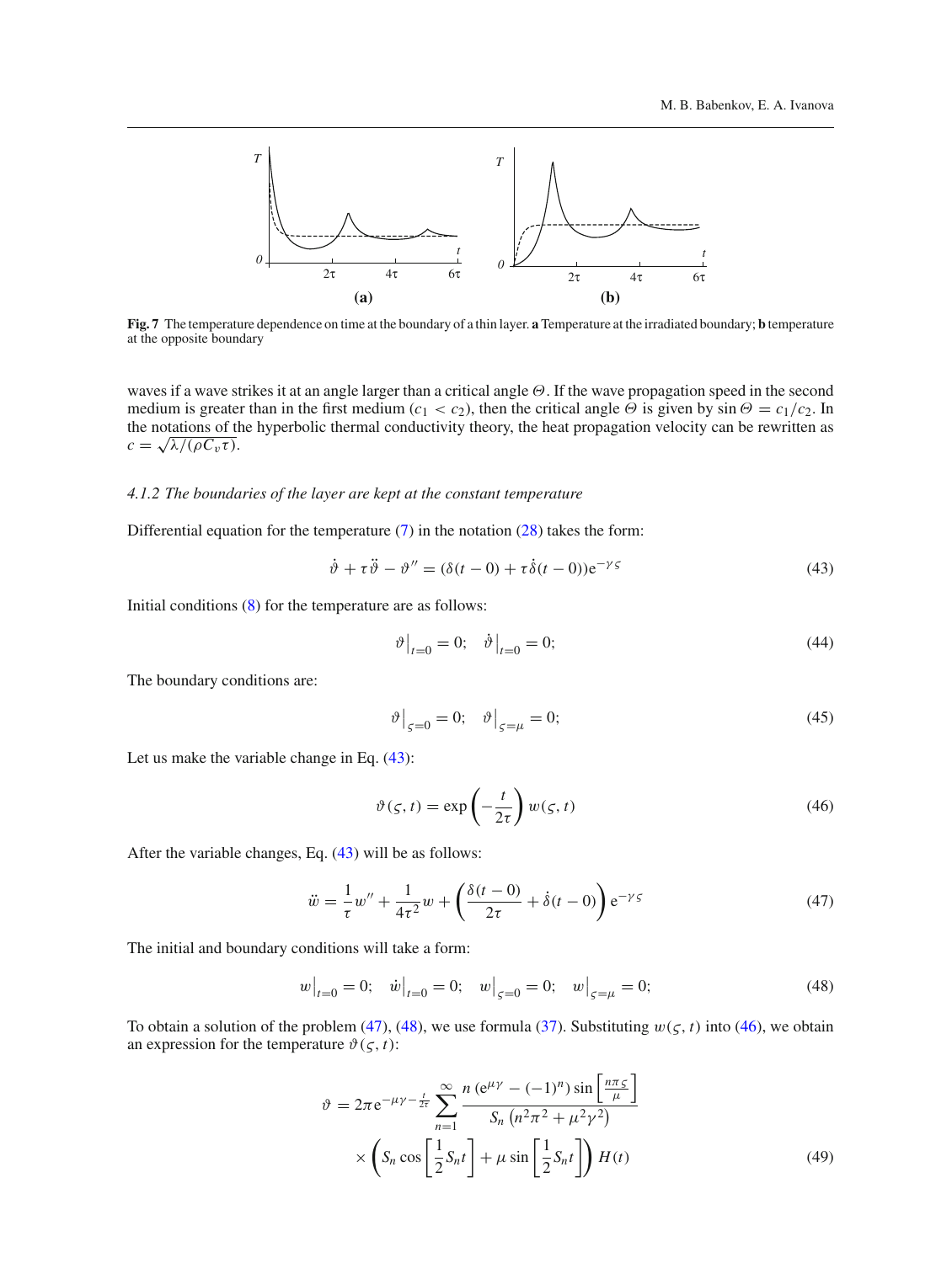T

0

2τ

4τ

6τ

t

**(a)**

T

0

2τ

4τ

6τ

t

**(b)**

**Fig. 7** The temperature dependence on time at the boundary of a thin layer. **a** Temperature at the irradiated boundary; **b** temperature at the opposite boundary

waves if a wave strikes it at an angle larger than a critical angle $\Theta$. If the wave propagation speed in the second medium is greater than in the first medium ($c_1 < c_2$), then the critical angle $\Theta$ is given by $\sin\Theta = c_1/c_2$. In the notations of the hyperbolic thermal conductivity theory, the heat propagation velocity can be rewritten as $c = \sqrt{\lambda/(\rho C_v \tau)}$.

*4.1.2 The boundaries of the layer are kept at the constant temperature*

Differential equation for the temperature (7) in the notation (28) takes the form:

$$\dot{\vartheta} + \tau\ddot{\vartheta} - \vartheta'' = (\delta(t-0) + \tau\dot{\delta}(t-0))\mathrm{e}^{-\gamma\varsigma} \tag{43}$$

Initial conditions (8) for the temperature are as follows:

$$\vartheta\big|_{t=0} = 0; \quad \dot{\vartheta}\big|_{t=0} = 0; \tag{44}$$

The boundary conditions are:

$$\vartheta\big|_{\varsigma=0} = 0; \quad \vartheta\big|_{\varsigma=\mu} = 0; \tag{45}$$

Let us make the variable change in Eq. (43):

$$\vartheta(\varsigma, t) = \exp\left(-\frac{t}{2\tau}\right) w(\varsigma, t) \tag{46}$$

After the variable changes, Eq. (43) will be as follows:

$$\ddot{w} = \frac{1}{\tau}w'' + \frac{1}{4\tau^2}w + \left(\frac{\delta(t-0)}{2\tau} + \dot{\delta}(t-0)\right)\mathrm{e}^{-\gamma\varsigma} \tag{47}$$

The initial and boundary conditions will take a form:

$$w\big|_{t=0} = 0; \quad \dot{w}\big|_{t=0} = 0; \quad w\big|_{\varsigma=0} = 0; \quad w\big|_{\varsigma=\mu} = 0; \tag{48}$$

To obtain a solution of the problem (47), (48), we use formula (37). Substituting $w(\varsigma, t)$ into (46), we obtain an expression for the temperature $\vartheta(\varsigma, t)$:

$$\vartheta = 2\pi\mathrm{e}^{-\mu\gamma-\frac{t}{2\tau}} \sum_{n=1}^{\infty} \frac{n\left(\mathrm{e}^{\mu\gamma} - (-1)^n\right)\sin\left[\frac{n\pi\varsigma}{\mu}\right]}{S_n\left(n^2\pi^2 + \mu^2\gamma^2\right)} \times \left(S_n\cos\left[\frac{1}{2}S_n t\right] + \mu\sin\left[\frac{1}{2}S_n t\right]\right) H(t) \tag{49}$$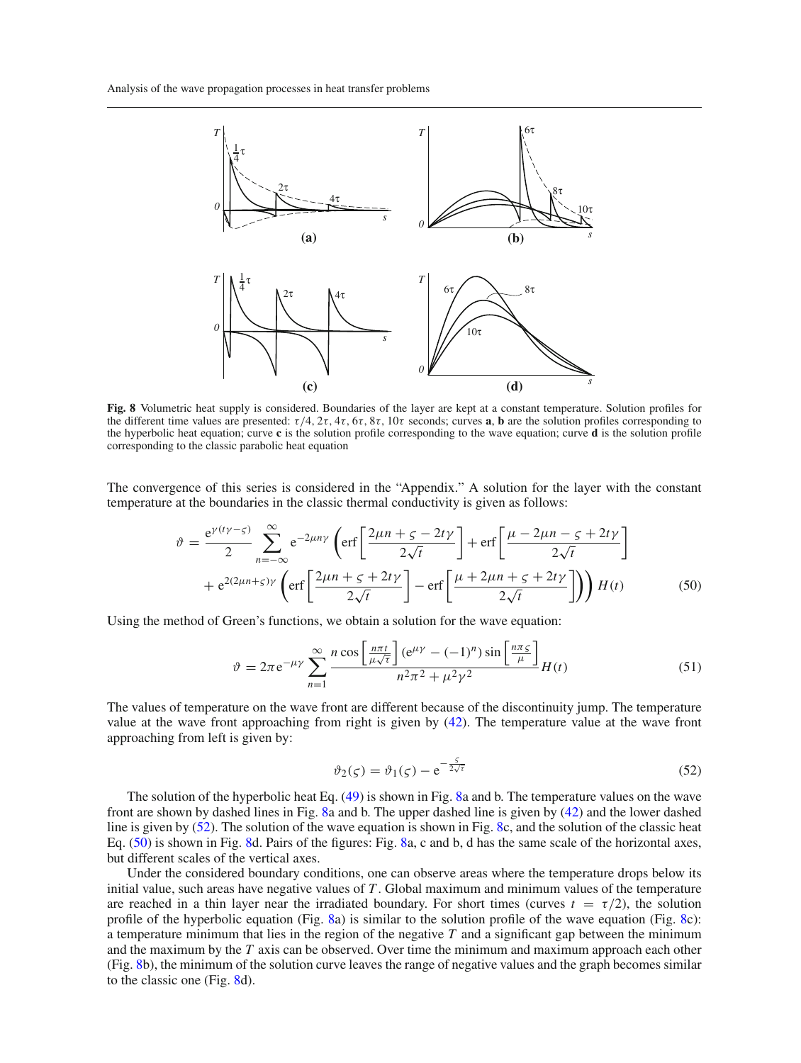T
$\frac{1}{4}\tau$
2τ
4τ
0
s
**(a)**

T
6τ
8τ
10τ
0
s
**(b)**

T
$\frac{1}{4}\tau$
2τ
4τ
0
s
**(c)**

T
6τ
8τ
10τ
0
s
**(d)**

**Fig. 8** Volumetric heat supply is considered. Boundaries of the layer are kept at a constant temperature. Solution profiles for the different time values are presented: $\tau/4$, $2\tau$, $4\tau$, $6\tau$, $8\tau$, $10\tau$ seconds; curves **a**, **b** are the solution profiles corresponding to the hyperbolic heat equation; curve **c** is the solution profile corresponding to the wave equation; curve **d** is the solution profile corresponding to the classic parabolic heat equation

The convergence of this series is considered in the "Appendix." A solution for the layer with the constant temperature at the boundaries in the classic thermal conductivity is given as follows:

$$\vartheta = \frac{e^{\gamma(t\gamma-\varsigma)}}{2} \sum_{n=-\infty}^{\infty} e^{-2\mu n\gamma} \left( \operatorname{erf}\left[\frac{2\mu n + \varsigma - 2t\gamma}{2\sqrt{t}}\right] + \operatorname{erf}\left[\frac{\mu - 2\mu n - \varsigma + 2t\gamma}{2\sqrt{t}}\right] \right.$$
$$\left. + e^{2(2\mu n+\varsigma)\gamma} \left( \operatorname{erf}\left[\frac{2\mu n + \varsigma + 2t\gamma}{2\sqrt{t}}\right] - \operatorname{erf}\left[\frac{\mu + 2\mu n + \varsigma + 2t\gamma}{2\sqrt{t}}\right] \right) \right) H(t) \tag{50}$$

Using the method of Green's functions, we obtain a solution for the wave equation:

$$\vartheta = 2\pi e^{-\mu\gamma} \sum_{n=1}^{\infty} \frac{n \cos\left[\frac{n\pi t}{\mu\sqrt{\tau}}\right] (e^{\mu\gamma} - (-1)^n) \sin\left[\frac{n\pi\varsigma}{\mu}\right]}{n^2\pi^2 + \mu^2\gamma^2} H(t) \tag{51}$$

The values of temperature on the wave front are different because of the discontinuity jump. The temperature value at the wave front approaching from right is given by (42). The temperature value at the wave front approaching from left is given by:

$$\vartheta_2(\varsigma) = \vartheta_1(\varsigma) - e^{-\frac{\varsigma}{2\sqrt{\tau}}} \tag{52}$$

The solution of the hyperbolic heat Eq. (49) is shown in Fig. 8a and b. The temperature values on the wave front are shown by dashed lines in Fig. 8a and b. The upper dashed line is given by (42) and the lower dashed line is given by (52). The solution of the wave equation is shown in Fig. 8c, and the solution of the classic heat Eq. (50) is shown in Fig. 8d. Pairs of the figures: Fig. 8a, c and b, d has the same scale of the horizontal axes, but different scales of the vertical axes.

Under the considered boundary conditions, one can observe areas where the temperature drops below its initial value, such areas have negative values of $T$. Global maximum and minimum values of the temperature are reached in a thin layer near the irradiated boundary. For short times (curves $t = \tau/2$), the solution profile of the hyperbolic heat equation (Fig. 8a) is similar to the solution profile of the wave equation (Fig. 8c): a temperature minimum that lies in the region of the negative $T$ and a significant gap between the minimum and the maximum by the $T$ axis can be observed. Over time the minimum and maximum approach each other (Fig. 8b), the minimum of the solution curve leaves the range of negative values and the graph becomes similar to the classic one (Fig. 8d).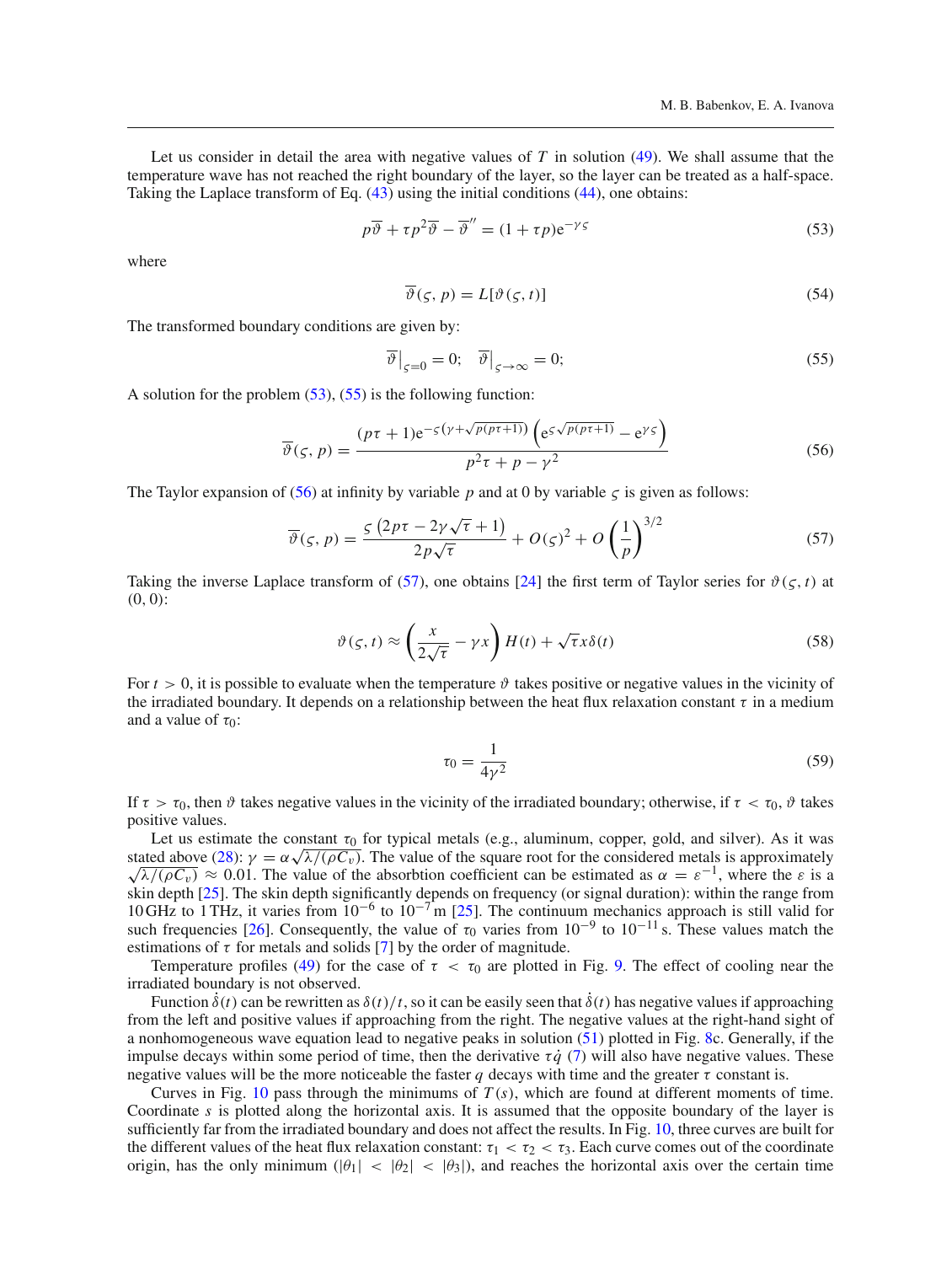Let us consider in detail the area with negative values of $T$ in solution (49). We shall assume that the temperature wave has not reached the right boundary of the layer, so the layer can be treated as a half-space. Taking the Laplace transform of Eq. (43) using the initial conditions (44), one obtains:

$$p\overline{\vartheta} + \tau p^2 \overline{\vartheta} - \overline{\vartheta}'' = (1 + \tau p)\mathrm{e}^{-\gamma\varsigma} \tag{53}$$

where

$$\overline{\vartheta}(\varsigma, p) = L[\vartheta(\varsigma, t)] \tag{54}$$

The transformed boundary conditions are given by:

$$\overline{\vartheta}\big|_{\varsigma=0} = 0; \quad \overline{\vartheta}\big|_{\varsigma\to\infty} = 0; \tag{55}$$

A solution for the problem (53), (55) is the following function:

$$\overline{\vartheta}(\varsigma, p) = \frac{(p\tau + 1)\mathrm{e}^{-\varsigma\left(\gamma + \sqrt{p(p\tau+1)}\right)}\left(\mathrm{e}^{\varsigma\sqrt{p(p\tau+1)}} - \mathrm{e}^{\gamma\varsigma}\right)}{p^2\tau + p - \gamma^2} \tag{56}$$

The Taylor expansion of (56) at infinity by variable $p$ and at 0 by variable $\varsigma$ is given as follows:

$$\overline{\vartheta}(\varsigma, p) = \frac{\varsigma\left(2p\tau - 2\gamma\sqrt{\tau} + 1\right)}{2p\sqrt{\tau}} + O(\varsigma)^2 + O\left(\frac{1}{p}\right)^{3/2} \tag{57}$$

Taking the inverse Laplace transform of (57), one obtains [24] the first term of Taylor series for $\vartheta(\varsigma, t)$ at $(0, 0)$:

$$\vartheta(\varsigma, t) \approx \left(\frac{x}{2\sqrt{\tau}} - \gamma x\right) H(t) + \sqrt{\tau} x \delta(t) \tag{58}$$

For $t > 0$, it is possible to evaluate when the temperature $\vartheta$ takes positive or negative values in the vicinity of the irradiated boundary. It depends on a relationship between the heat flux relaxation constant $\tau$ in a medium and a value of $\tau_0$:

$$\tau_0 = \frac{1}{4\gamma^2} \tag{59}$$

If $\tau > \tau_0$, then $\vartheta$ takes negative values in the vicinity of the irradiated boundary; otherwise, if $\tau < \tau_0$, $\vartheta$ takes positive values.

Let us estimate the constant $\tau_0$ for typical metals (e.g., aluminum, copper, gold, and silver). As it was stated above (28): $\gamma = \alpha\sqrt{\lambda/(\rho C_v)}$. The value of the square root for the considered metals is approximately $\sqrt{\lambda/(\rho C_v)} \approx 0.01$. The value of the absorbtion coefficient can be estimated as $\alpha = \varepsilon^{-1}$, where the $\varepsilon$ is a skin depth [25]. The skin depth significantly depends on frequency (or signal duration): within the range from 10 GHz to 1 THz, it varies from $10^{-6}$ to $10^{-7}$ m [25]. The continuum mechanics approach is still valid for such frequencies [26]. Consequently, the value of $\tau_0$ varies from $10^{-9}$ to $10^{-11}$ s. These values match the estimations of $\tau$ for metals and solids [7] by the order of magnitude.

Temperature profiles (49) for the case of $\tau < \tau_0$ are plotted in Fig. 9. The effect of cooling near the irradiated boundary is not observed.

Function $\dot{\delta}(t)$ can be rewritten as $\delta(t)/t$, so it can be easily seen that $\dot{\delta}(t)$ has negative values if approaching from the left and positive values if approaching from the right. The negative values at the right-hand sight of a nonhomogeneous wave equation lead to negative peaks in solution (51) plotted in Fig. 8c. Generally, if the impulse decays within some period of time, then the derivative $\tau\dot{q}$ (7) will also have negative values. These negative values will be the more noticeable the faster $q$ decays with time and the greater $\tau$ constant is.

Curves in Fig. 10 pass through the minimums of $T(s)$, which are found at different moments of time. Coordinate $s$ is plotted along the horizontal axis. It is assumed that the opposite boundary of the layer is sufficiently far from the irradiated boundary and does not affect the results. In Fig. 10, three curves are built for the different values of the heat flux relaxation constant: $\tau_1 < \tau_2 < \tau_3$. Each curve comes out of the coordinate origin, has the only minimum ($|\theta_1| < |\theta_2| < |\theta_3|$), and reaches the horizontal axis over the certain time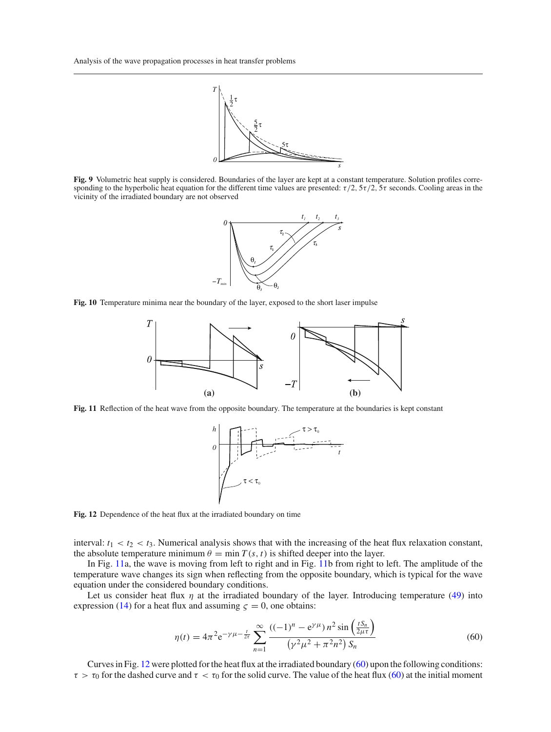T

$\frac{1}{2}\tau$

$\frac{5}{2}\tau$

$5\tau$

0

s

**Fig. 9** Volumetric heat supply is considered. Boundaries of the layer are kept at a constant temperature. Solution profiles corresponding to the hyperbolic heat equation for the different time values are presented: $\tau/2$, $5\tau/2$, $5\tau$ seconds. Cooling areas in the vicinity of the irradiated boundary are not observed

0

$t_1$ $t_2$ $t_3$

s

$\tau_2$

$\tau_1$

$\tau_3$

$\theta_1$

$-T_{min}$

$\theta_3$

$\theta_2$

**Fig. 10** Temperature minima near the boundary of the layer, exposed to the short laser impulse

T

0

s

**(a)**

s

0

$-T$

**(b)**

**Fig. 11** Reflection of the heat wave from the opposite boundary. The temperature at the boundaries is kept constant

h

0

$\tau > \tau_0$

t

$\tau < \tau_0$

**Fig. 12** Dependence of the heat flux at the irradiated boundary on time

interval: $t_1 < t_2 < t_3$. Numerical analysis shows that with the increasing of the heat flux relaxation constant, the absolute temperature minimum $\theta = \min T(s, t)$ is shifted deeper into the layer.

In Fig. 11a, the wave is moving from left to right and in Fig. 11b from right to left. The amplitude of the temperature wave changes its sign when reflecting from the opposite boundary, which is typical for the wave equation under the considered boundary conditions.

Let us consider heat flux $\eta$ at the irradiated boundary of the layer. Introducing temperature (49) into expression (14) for a heat flux and assuming $\varsigma = 0$, one obtains:

$$\eta(t) = 4\pi^2 \mathrm{e}^{-\gamma\mu - \frac{t}{2\tau}} \sum_{n=1}^{\infty} \frac{\left((-1)^n - \mathrm{e}^{\gamma\mu}\right) n^2 \sin\left(\frac{tS_n}{2\mu\tau}\right)}{\left(\gamma^2\mu^2 + \pi^2 n^2\right) S_n} \tag{60}$$

Curves in Fig. 12 were plotted for the heat flux at the irradiated boundary (60) upon the following conditions: $\tau > \tau_0$ for the dashed curve and $\tau < \tau_0$ for the solid curve. The value of the heat flux (60) at the initial moment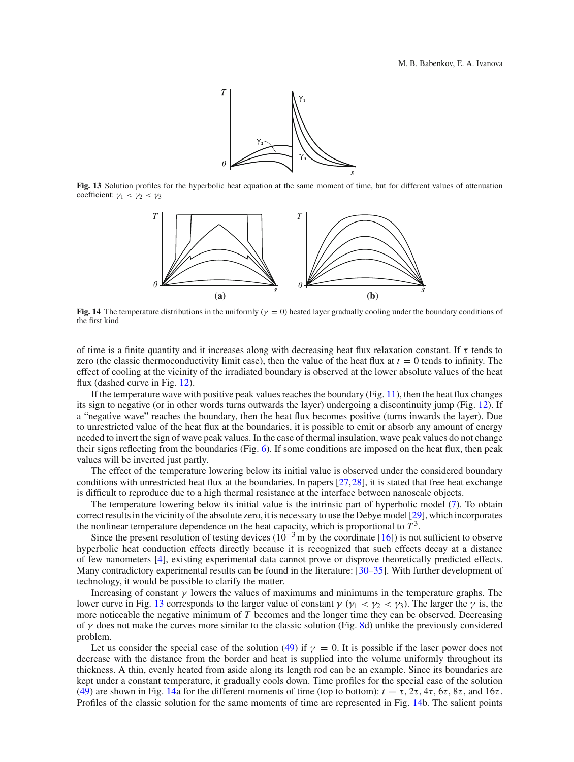T

γ₁

γ₂

γ₃

0

s

**Fig. 13** Solution profiles for the hyperbolic heat equation at the same moment of time, but for different values of attenuation coefficient: $\gamma_1 < \gamma_2 < \gamma_3$

T

0

s

(a)

T

0

s

(b)

**Fig. 14** The temperature distributions in the uniformly ($\gamma = 0$) heated layer gradually cooling under the boundary conditions of the first kind

of time is a finite quantity and it increases along with decreasing heat flux relaxation constant. If $\tau$ tends to zero (the classic thermoconductivity limit case), then the value of the heat flux at $t = 0$ tends to infinity. The effect of cooling at the vicinity of the irradiated boundary is observed at the lower absolute values of the heat flux (dashed curve in Fig. 12).

If the temperature wave with positive peak values reaches the boundary (Fig. 11), then the heat flux changes its sign to negative (or in other words turns outwards the layer) undergoing a discontinuity jump (Fig. 12). If a "negative wave" reaches the boundary, then the heat flux becomes positive (turns inwards the layer). Due to unrestricted value of the heat flux at the boundaries, it is possible to emit or absorb any amount of energy needed to invert the sign of wave peak values. In the case of thermal insulation, wave peak values do not change their signs reflecting from the boundaries (Fig. 6). If some conditions are imposed on the heat flux, then peak values will be inverted just partly.

The effect of the temperature lowering below its initial value is observed under the considered boundary conditions with unrestricted heat flux at the boundaries. In papers [27,28], it is stated that free heat exchange is difficult to reproduce due to a high thermal resistance at the interface between nanoscale objects.

The temperature lowering below its initial value is the intrinsic part of hyperbolic model (7). To obtain correct results in the vicinity of the absolute zero, it is necessary to use the Debye model [29], which incorporates the nonlinear temperature dependence on the heat capacity, which is proportional to $T^3$.

Since the present resolution of testing devices ($10^{-3}$ m by the coordinate [16]) is not sufficient to observe hyperbolic heat conduction effects directly because it is recognized that such effects decay at a distance of few nanometers [4], existing experimental data cannot prove or disprove theoretically predicted effects. Many contradictory experimental results can be found in the literature: [30–35]. With further development of technology, it would be possible to clarify the matter.

Increasing of constant $\gamma$ lowers the values of maximums and minimums in the temperature graphs. The lower curve in Fig. 13 corresponds to the larger value of constant $\gamma$ ($\gamma_1 < \gamma_2 < \gamma_3$). The larger the $\gamma$ is, the more noticeable the negative minimum of $T$ becomes and the longer time they can be observed. Decreasing of $\gamma$ does not make the curves more similar to the classic solution (Fig. 8d) unlike the previously considered problem.

Let us consider the special case of the solution (49) if $\gamma = 0$. It is possible if the laser power does not decrease with the distance from the border and heat is supplied into the volume uniformly throughout its thickness. A thin, evenly heated from aside along its length rod can be an example. Since its boundaries are kept under a constant temperature, it gradually cools down. Time profiles for the special case of the solution (49) are shown in Fig. 14a for the different moments of time (top to bottom): $t = \tau, 2\tau, 4\tau, 6\tau, 8\tau$, and $16\tau$. Profiles of the classic solution for the same moments of time are represented in Fig. 14b. The salient points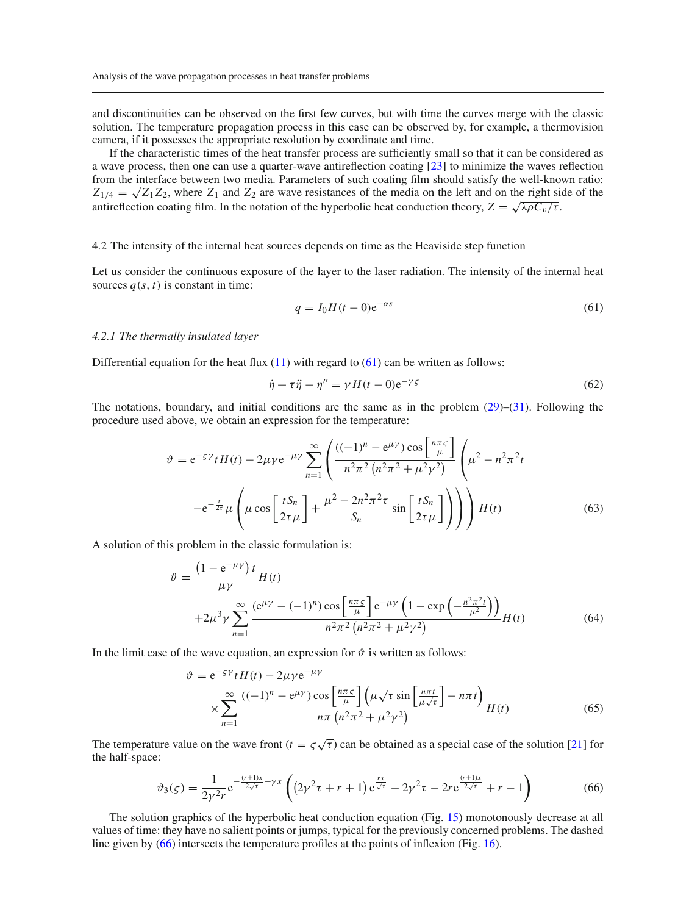and discontinuities can be observed on the first few curves, but with time the curves merge with the classic solution. The temperature propagation process in this case can be observed by, for example, a thermovision camera, if it possesses the appropriate resolution by coordinate and time.

If the characteristic times of the heat transfer process are sufficiently small so that it can be considered as a wave process, then one can use a quarter-wave antireflection coating [23] to minimize the waves reflection from the interface between two media. Parameters of such coating film should satisfy the well-known ratio: $Z_{1/4} = \sqrt{Z_1 Z_2}$, where $Z_1$ and $Z_2$ are wave resistances of the media on the left and on the right side of the antireflection coating film. In the notation of the hyperbolic heat conduction theory, $Z = \sqrt{\lambda \rho C_v / \tau}$.

### 4.2 The intensity of the internal heat sources depends on time as the Heaviside step function

Let us consider the continuous exposure of the layer to the laser radiation. The intensity of the internal heat sources $q(s, t)$ is constant in time:

$$q = I_0 H(t-0) \mathrm{e}^{-\alpha s} \tag{61}$$

#### *4.2.1 The thermally insulated layer*

Differential equation for the heat flux (11) with regard to (61) can be written as follows:

$$\dot{\eta} + \tau \ddot{\eta} - \eta'' = \gamma H(t-0) \mathrm{e}^{-\gamma \varsigma} \tag{62}$$

The notations, boundary, and initial conditions are the same as in the problem (29)–(31). Following the procedure used above, we obtain an expression for the temperature:

$$\vartheta = \mathrm{e}^{-\varsigma \gamma} t H(t) - 2\mu\gamma \mathrm{e}^{-\mu\gamma} \sum_{n=1}^{\infty} \left( \frac{((-1)^n - \mathrm{e}^{\mu\gamma}) \cos\left[\frac{n\pi\varsigma}{\mu}\right]}{n^2\pi^2 \left(n^2\pi^2 + \mu^2\gamma^2\right)} \left( \mu^2 - n^2\pi^2 t - \mathrm{e}^{-\frac{t}{2\tau}} \mu \left( \mu \cos\left[\frac{t S_n}{2\tau\mu}\right] + \frac{\mu^2 - 2n^2\pi^2\tau}{S_n} \sin\left[\frac{t S_n}{2\tau\mu}\right] \right) \right) \right) H(t) \tag{63}$$

A solution of this problem in the classic formulation is:

$$\vartheta = \frac{\left(1 - \mathrm{e}^{-\mu\gamma}\right) t}{\mu\gamma} H(t) + 2\mu^3\gamma \sum_{n=1}^{\infty} \frac{(\mathrm{e}^{\mu\gamma} - (-1)^n) \cos\left[\frac{n\pi\varsigma}{\mu}\right] \mathrm{e}^{-\mu\gamma} \left(1 - \exp\left(-\frac{n^2\pi^2 t}{\mu^2}\right)\right)}{n^2\pi^2 \left(n^2\pi^2 + \mu^2\gamma^2\right)} H(t) \tag{64}$$

In the limit case of the wave equation, an expression for $\vartheta$ is written as follows:

$$\vartheta = \mathrm{e}^{-\varsigma\gamma} t H(t) - 2\mu\gamma \mathrm{e}^{-\mu\gamma} \times \sum_{n=1}^{\infty} \frac{((-1)^n - \mathrm{e}^{\mu\gamma}) \cos\left[\frac{n\pi\varsigma}{\mu}\right] \left(\mu\sqrt{\tau} \sin\left[\frac{n\pi t}{\mu\sqrt{\tau}}\right] - n\pi t\right)}{n\pi \left(n^2\pi^2 + \mu^2\gamma^2\right)} H(t) \tag{65}$$

The temperature value on the wave front ($t = \varsigma\sqrt{\tau}$) can be obtained as a special case of the solution [21] for the half-space:

$$\vartheta_3(\varsigma) = \frac{1}{2\gamma^2 r} \mathrm{e}^{-\frac{(r+1)x}{2\sqrt{\tau}} - \gamma x} \left( \left(2\gamma^2\tau + r + 1\right) \mathrm{e}^{\frac{rx}{\sqrt{\tau}}} - 2\gamma^2\tau - 2r\mathrm{e}^{\frac{(r+1)x}{2\sqrt{\tau}}} + r - 1 \right) \tag{66}$$

The solution graphics of the hyperbolic heat conduction equation (Fig. 15) monotonously decrease at all values of time: they have no salient points or jumps, typical for the previously concerned problems. The dashed line given by (66) intersects the temperature profiles at the points of inflexion (Fig. 16).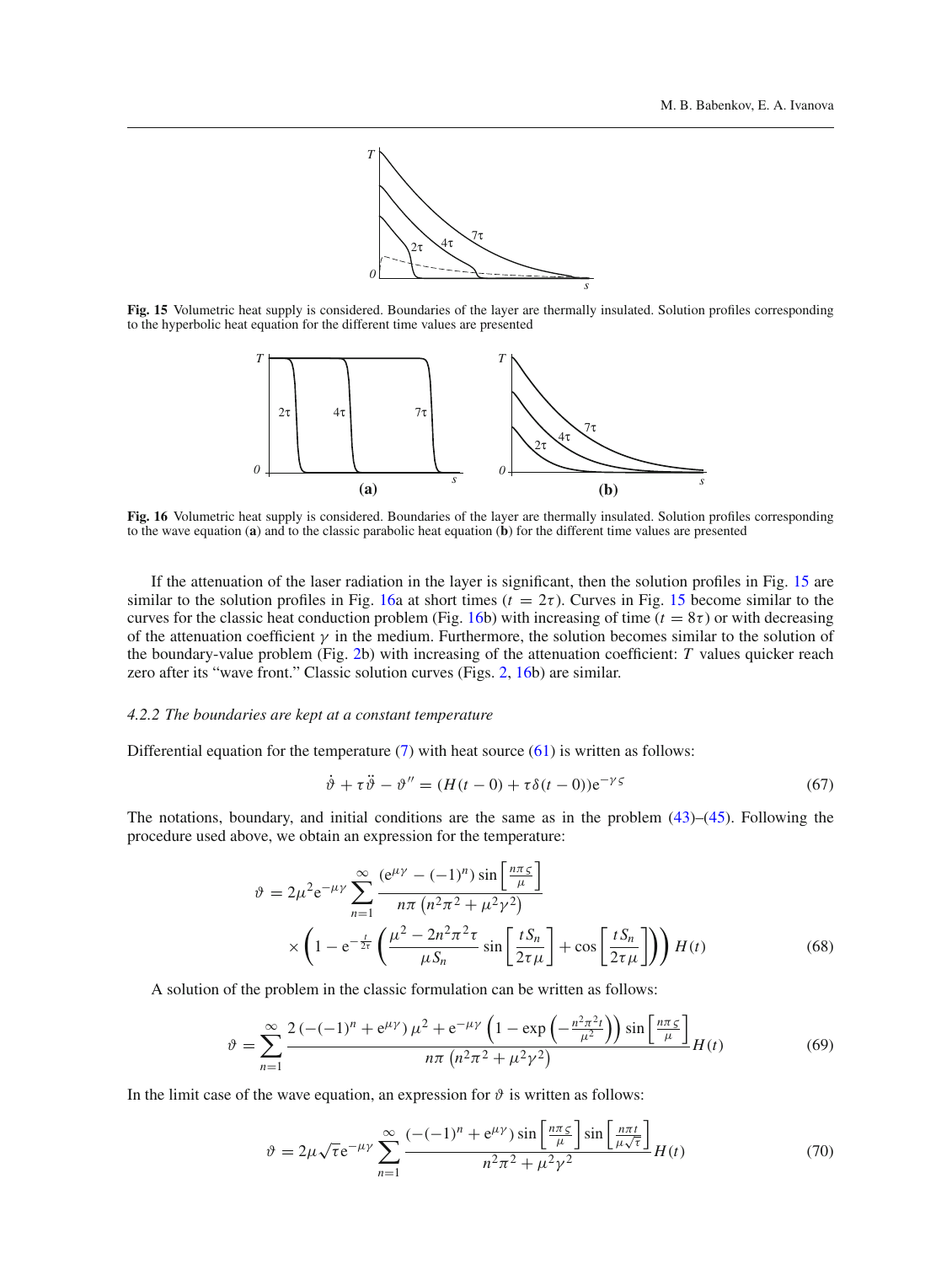T

0

2τ

4τ

7τ

s

**Fig. 15** Volumetric heat supply is considered. Boundaries of the layer are thermally insulated. Solution profiles corresponding to the hyperbolic heat equation for the different time values are presented

T

0

2τ

4τ

7τ

s

**(a)**

T

0

2τ

4τ

7τ

s

**(b)**

**Fig. 16** Volumetric heat supply is considered. Boundaries of the layer are thermally insulated. Solution profiles corresponding to the wave equation (**a**) and to the classic parabolic heat equation (**b**) for the different time values are presented

If the attenuation of the laser radiation in the layer is significant, then the solution profiles in Fig. 15 are similar to the solution profiles in Fig. 16a at short times ($t = 2\tau$). Curves in Fig. 15 become similar to the curves for the classic heat conduction problem (Fig. 16b) with increasing of time ($t = 8\tau$) or with decreasing of the attenuation coefficient $\gamma$ in the medium. Furthermore, the solution becomes similar to the solution of the boundary-value problem (Fig. 2b) with increasing of the attenuation coefficient: $T$ values quicker reach zero after its "wave front." Classic solution curves (Figs. 2, 16b) are similar.

*4.2.2 The boundaries are kept at a constant temperature*

Differential equation for the temperature (7) with heat source (61) is written as follows:

$$\dot{\vartheta} + \tau\ddot{\vartheta} - \vartheta'' = (H(t-0) + \tau\delta(t-0))\mathrm{e}^{-\gamma\varsigma} \tag{67}$$

The notations, boundary, and initial conditions are the same as in the problem (43)–(45). Following the procedure used above, we obtain an expression for the temperature:

$$\vartheta = 2\mu^2\mathrm{e}^{-\mu\gamma}\sum_{n=1}^{\infty}\frac{(\mathrm{e}^{\mu\gamma} - (-1)^n)\sin\left[\frac{n\pi\varsigma}{\mu}\right]}{n\pi\left(n^2\pi^2 + \mu^2\gamma^2\right)} \times \left(1 - \mathrm{e}^{-\frac{t}{2\tau}}\left(\frac{\mu^2 - 2n^2\pi^2\tau}{\mu S_n}\sin\left[\frac{tS_n}{2\tau\mu}\right] + \cos\left[\frac{tS_n}{2\tau\mu}\right]\right)\right)H(t) \tag{68}$$

A solution of the problem in the classic formulation can be written as follows:

$$\vartheta = \sum_{n=1}^{\infty}\frac{2\left(-(-1)^n + \mathrm{e}^{\mu\gamma}\right)\mu^2 + \mathrm{e}^{-\mu\gamma}\left(1 - \exp\left(-\frac{n^2\pi^2 t}{\mu^2}\right)\right)\sin\left[\frac{n\pi\varsigma}{\mu}\right]}{n\pi\left(n^2\pi^2 + \mu^2\gamma^2\right)}H(t) \tag{69}$$

In the limit case of the wave equation, an expression for $\vartheta$ is written as follows:

$$\vartheta = 2\mu\sqrt{\tau}\mathrm{e}^{-\mu\gamma}\sum_{n=1}^{\infty}\frac{\left(-(-1)^n + \mathrm{e}^{\mu\gamma}\right)\sin\left[\frac{n\pi\varsigma}{\mu}\right]\sin\left[\frac{n\pi t}{\mu\sqrt{\tau}}\right]}{n^2\pi^2 + \mu^2\gamma^2}H(t) \tag{70}$$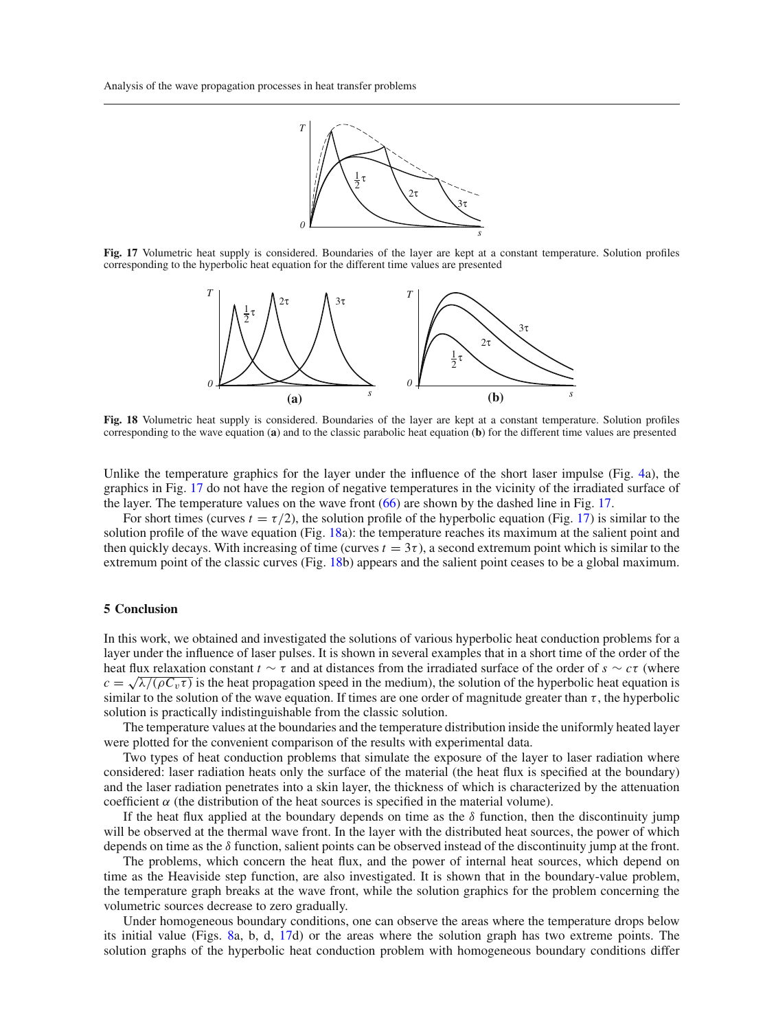T

0

$\frac{1}{2}\tau$

$2\tau$

$3\tau$

s

**Fig. 17** Volumetric heat supply is considered. Boundaries of the layer are kept at a constant temperature. Solution profiles corresponding to the hyperbolic heat equation for the different time values are presented

T

0

$\frac{1}{2}\tau$

$2\tau$

$3\tau$

s

**(a)**

T

0

$3\tau$

$2\tau$

$\frac{1}{2}\tau$

s

**(b)**

**Fig. 18** Volumetric heat supply is considered. Boundaries of the layer are kept at a constant temperature. Solution profiles corresponding to the wave equation (**a**) and to the classic parabolic heat equation (**b**) for the different time values are presented

Unlike the temperature graphics for the layer under the influence of the short laser impulse (Fig. 4a), the graphics in Fig. 17 do not have the region of negative temperatures in the vicinity of the irradiated surface of the layer. The temperature values on the wave front (66) are shown by the dashed line in Fig. 17.

For short times (curves $t = \tau/2$), the solution profile of the hyperbolic equation (Fig. 17) is similar to the solution profile of the wave equation (Fig. 18a): the temperature reaches its maximum at the salient point and then quickly decays. With increasing of time (curves $t = 3\tau$), a second extremum point which is similar to the extremum point of the classic curves (Fig. 18b) appears and the salient point ceases to be a global maximum.

## 5 Conclusion

In this work, we obtained and investigated the solutions of various hyperbolic heat conduction problems for a layer under the influence of laser pulses. It is shown in several examples that in a short time of the order of the heat flux relaxation constant $t \sim \tau$ and at distances from the irradiated surface of the order of $s \sim c\tau$ (where $c = \sqrt{\lambda/(\rho C_v \tau)}$ is the heat propagation speed in the medium), the solution of the hyperbolic heat equation is similar to the solution of the wave equation. If times are one order of magnitude greater than $\tau$, the hyperbolic solution is practically indistinguishable from the classic solution.

The temperature values at the boundaries and the temperature distribution inside the uniformly heated layer were plotted for the convenient comparison of the results with experimental data.

Two types of heat conduction problems that simulate the exposure of the layer to laser radiation where considered: laser radiation heats only the surface of the material (the heat flux is specified at the boundary) and the laser radiation penetrates into a skin layer, the thickness of which is characterized by the attenuation coefficient $\alpha$ (the distribution of the heat sources is specified in the material volume).

If the heat flux applied at the boundary depends on time as the $\delta$ function, then the discontinuity jump will be observed at the thermal wave front. In the layer with the distributed heat sources, the power of which depends on time as the $\delta$ function, salient points can be observed instead of the discontinuity jump at the front.

The problems, which concern the heat flux, and the power of internal heat sources, which depend on time as the Heaviside step function, are also investigated. It is shown that in the boundary-value problem, the temperature graph breaks at the wave front, while the solution graphics for the problem concerning the volumetric sources decrease to zero gradually.

Under homogeneous boundary conditions, one can observe the areas where the temperature drops below its initial value (Figs. 8a, b, d, 17d) or the areas where the solution graph has two extreme points. The solution graphs of the hyperbolic heat conduction problem with homogeneous boundary conditions differ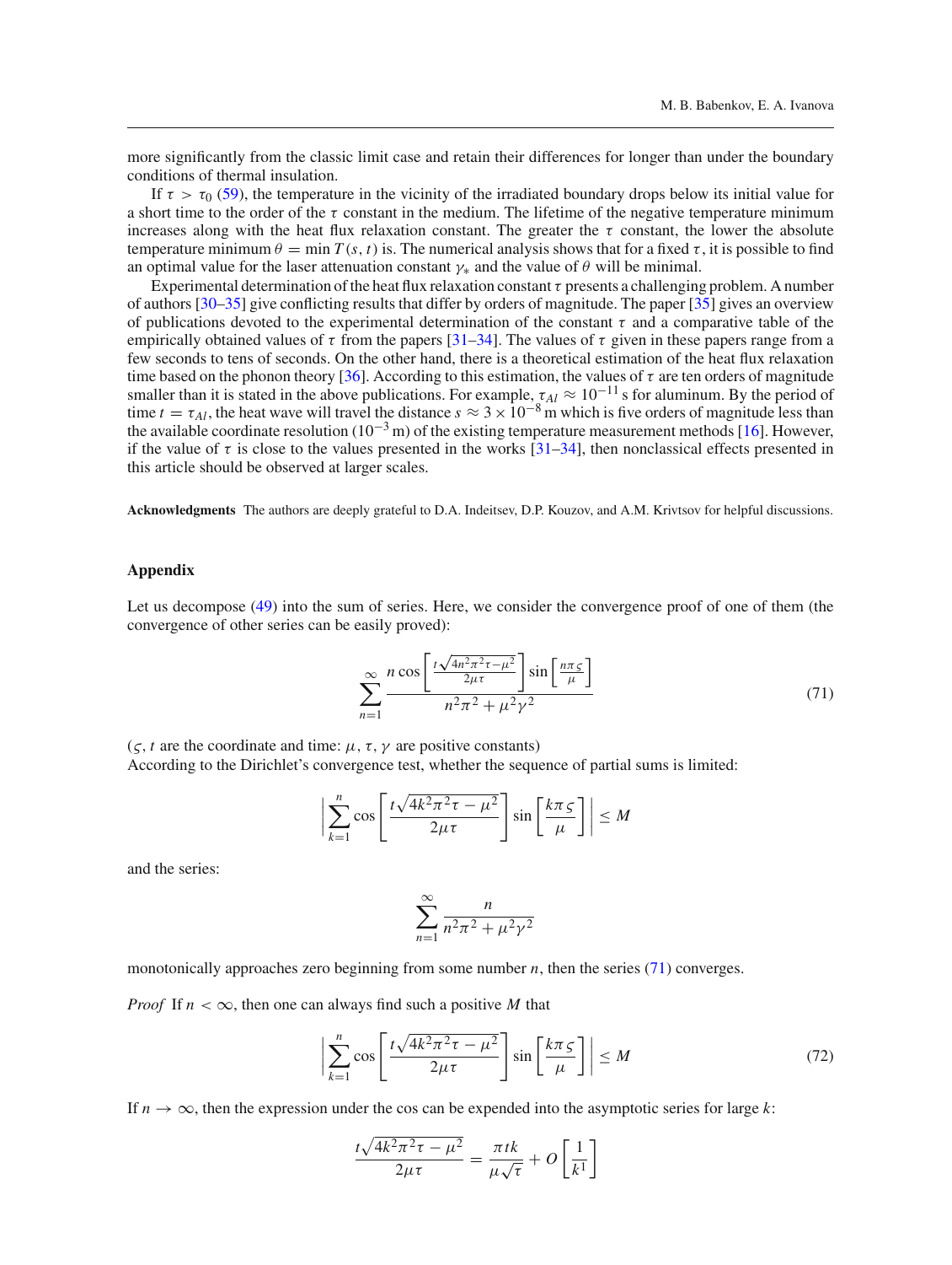more significantly from the classic limit case and retain their differences for longer than under the boundary conditions of thermal insulation.

If $\tau > \tau_0$ (59), the temperature in the vicinity of the irradiated boundary drops below its initial value for a short time to the order of the $\tau$ constant in the medium. The lifetime of the negative temperature minimum increases along with the heat flux relaxation constant. The greater the $\tau$ constant, the lower the absolute temperature minimum $\theta = \min T(s, t)$ is. The numerical analysis shows that for a fixed $\tau$, it is possible to find an optimal value for the laser attenuation constant $\gamma_*$ and the value of $\theta$ will be minimal.

Experimental determination of the heat flux relaxation constant $\tau$ presents a challenging problem. A number of authors [30–35] give conflicting results that differ by orders of magnitude. The paper [35] gives an overview of publications devoted to the experimental determination of the constant $\tau$ and a comparative table of the empirically obtained values of $\tau$ from the papers [31–34]. The values of $\tau$ given in these papers range from a few seconds to tens of seconds. On the other hand, there is a theoretical estimation of the heat flux relaxation time based on the phonon theory [36]. According to this estimation, the values of $\tau$ are ten orders of magnitude smaller than it is stated in the above publications. For example, $\tau_{Al} \approx 10^{-11}$ s for aluminum. By the period of time $t = \tau_{Al}$, the heat wave will travel the distance $s \approx 3 \times 10^{-8}$ m which is five orders of magnitude less than the available coordinate resolution ($10^{-3}$ m) of the existing temperature measurement methods [16]. However, if the value of $\tau$ is close to the values presented in the works [31–34], then nonclassical effects presented in this article should be observed at larger scales.

**Acknowledgments** The authors are deeply grateful to D.A. Indeitsev, D.P. Kouzov, and A.M. Krivtsov for helpful discussions.

## Appendix

Let us decompose (49) into the sum of series. Here, we consider the convergence proof of one of them (the convergence of other series can be easily proved):

$$\sum_{n=1}^{\infty} \frac{n \cos\left[\frac{t\sqrt{4n^2\pi^2\tau - \mu^2}}{2\mu\tau}\right] \sin\left[\frac{n\pi\varsigma}{\mu}\right]}{n^2\pi^2 + \mu^2\gamma^2} \tag{71}$$

($\varsigma$, $t$ are the coordinate and time: $\mu$, $\tau$, $\gamma$ are positive constants)

According to the Dirichlet's convergence test, whether the sequence of partial sums is limited:

$$\left| \sum_{k=1}^{n} \cos\left[\frac{t\sqrt{4k^2\pi^2\tau - \mu^2}}{2\mu\tau}\right] \sin\left[\frac{k\pi\varsigma}{\mu}\right] \right| \le M$$

and the series:

$$\sum_{n=1}^{\infty} \frac{n}{n^2\pi^2 + \mu^2\gamma^2}$$

monotonically approaches zero beginning from some number $n$, then the series (71) converges.

*Proof* If $n < \infty$, then one can always find such a positive $M$ that

$$\left| \sum_{k=1}^{n} \cos\left[\frac{t\sqrt{4k^2\pi^2\tau - \mu^2}}{2\mu\tau}\right] \sin\left[\frac{k\pi\varsigma}{\mu}\right] \right| \le M \tag{72}$$

If $n \to \infty$, then the expression under the cos can be expended into the asymptotic series for large $k$:

$$\frac{t\sqrt{4k^2\pi^2\tau - \mu^2}}{2\mu\tau} = \frac{\pi t k}{\mu\sqrt{\tau}} + O\left[\frac{1}{k^1}\right]$$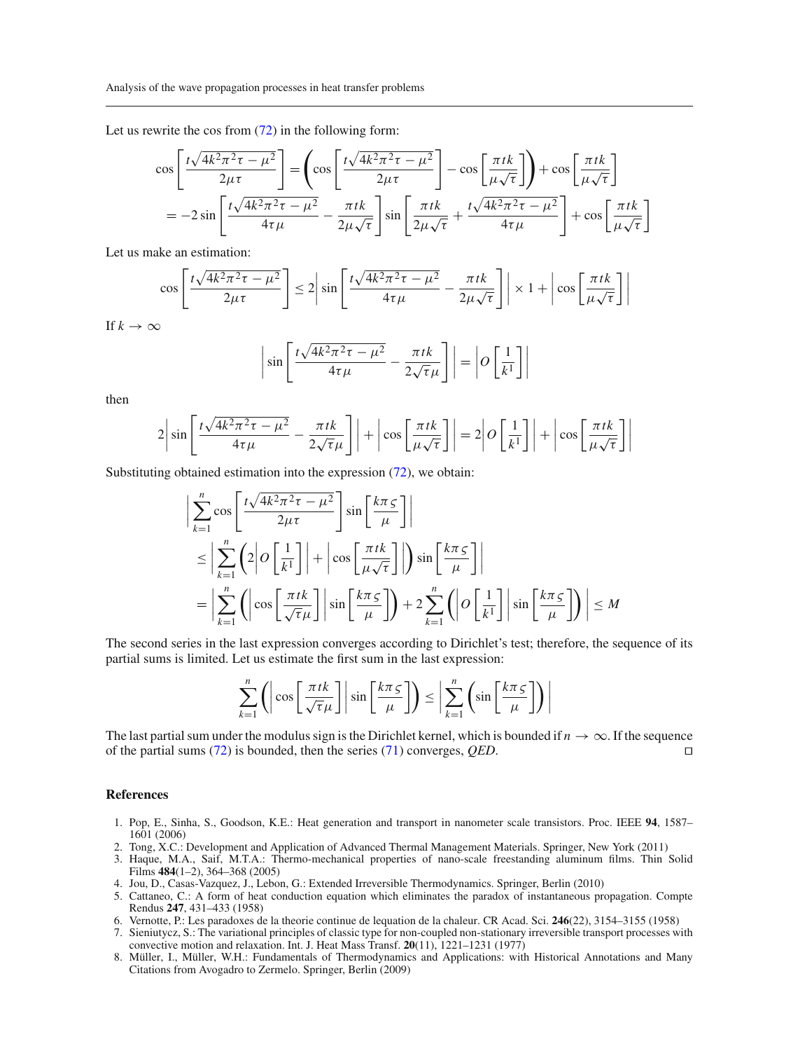Let us rewrite the cos from (72) in the following form:

$$
\cos\left[\frac{t\sqrt{4k^2\pi^2\tau-\mu^2}}{2\mu\tau}\right]=\left(\cos\left[\frac{t\sqrt{4k^2\pi^2\tau-\mu^2}}{2\mu\tau}\right]-\cos\left[\frac{\pi tk}{\mu\sqrt{\tau}}\right]\right)+\cos\left[\frac{\pi tk}{\mu\sqrt{\tau}}\right]
$$

$$
=-2\sin\left[\frac{t\sqrt{4k^2\pi^2\tau-\mu^2}}{4\tau\mu}-\frac{\pi tk}{2\mu\sqrt{\tau}}\right]\sin\left[\frac{\pi tk}{2\mu\sqrt{\tau}}+\frac{t\sqrt{4k^2\pi^2\tau-\mu^2}}{4\tau\mu}\right]+\cos\left[\frac{\pi tk}{\mu\sqrt{\tau}}\right]
$$

Let us make an estimation:

$$
\cos\left[\frac{t\sqrt{4k^2\pi^2\tau-\mu^2}}{2\mu\tau}\right]\leq 2\left|\sin\left[\frac{t\sqrt{4k^2\pi^2\tau-\mu^2}}{4\tau\mu}-\frac{\pi tk}{2\mu\sqrt{\tau}}\right]\right|\times 1+\left|\cos\left[\frac{\pi tk}{\mu\sqrt{\tau}}\right]\right|
$$

If $k\to\infty$

$$
\left|\sin\left[\frac{t\sqrt{4k^2\pi^2\tau-\mu^2}}{4\tau\mu}-\frac{\pi tk}{2\sqrt{\tau}\mu}\right]\right|=\left|O\left[\frac{1}{k^1}\right]\right|
$$

then

$$
2\left|\sin\left[\frac{t\sqrt{4k^2\pi^2\tau-\mu^2}}{4\tau\mu}-\frac{\pi tk}{2\sqrt{\tau}\mu}\right]\right|+\left|\cos\left[\frac{\pi tk}{\mu\sqrt{\tau}}\right]\right|=2\left|O\left[\frac{1}{k^1}\right]\right|+\left|\cos\left[\frac{\pi tk}{\mu\sqrt{\tau}}\right]\right|
$$

Substituting obtained estimation into the expression (72), we obtain:

$$
\left|\sum_{k=1}^{n}\cos\left[\frac{t\sqrt{4k^2\pi^2\tau-\mu^2}}{2\mu\tau}\right]\sin\left[\frac{k\pi\varsigma}{\mu}\right]\right|
$$

$$
\leq\left|\sum_{k=1}^{n}\left(2\left|O\left[\frac{1}{k^1}\right]\right|+\left|\cos\left[\frac{\pi tk}{\mu\sqrt{\tau}}\right]\right|\right)\sin\left[\frac{k\pi\varsigma}{\mu}\right]\right|
$$

$$
=\left|\sum_{k=1}^{n}\left(\left|\cos\left[\frac{\pi tk}{\sqrt{\tau}\mu}\right]\right|\sin\left[\frac{k\pi\varsigma}{\mu}\right]\right)+2\sum_{k=1}^{n}\left(\left|O\left[\frac{1}{k^1}\right]\right|\sin\left[\frac{k\pi\varsigma}{\mu}\right]\right)\right|\leq M
$$

The second series in the last expression converges according to Dirichlet's test; therefore, the sequence of its partial sums is limited. Let us estimate the first sum in the last expression:

$$
\sum_{k=1}^{n}\left(\left|\cos\left[\frac{\pi tk}{\sqrt{\tau}\mu}\right]\right|\sin\left[\frac{k\pi\varsigma}{\mu}\right]\right)\leq\left|\sum_{k=1}^{n}\left(\sin\left[\frac{k\pi\varsigma}{\mu}\right]\right)\right|
$$

The last partial sum under the modulus sign is the Dirichlet kernel, which is bounded if $n\to\infty$. If the sequence of the partial sums (72) is bounded, then the series (71) converges, *QED*. □

## References

1. Pop, E., Sinha, S., Goodson, K.E.: Heat generation and transport in nanometer scale transistors. Proc. IEEE **94**, 1587–1601 (2006)
2. Tong, X.C.: Development and Application of Advanced Thermal Management Materials. Springer, New York (2011)
3. Haque, M.A., Saif, M.T.A.: Thermo-mechanical properties of nano-scale freestanding aluminum films. Thin Solid Films **484**(1–2), 364–368 (2005)
4. Jou, D., Casas-Vazquez, J., Lebon, G.: Extended Irreversible Thermodynamics. Springer, Berlin (2010)
5. Cattaneo, C.: A form of heat conduction equation which eliminates the paradox of instantaneous propagation. Compte Rendus **247**, 431–433 (1958)
6. Vernotte, P.: Les paradoxes de la theorie continue de lequation de la chaleur. CR Acad. Sci. **246**(22), 3154–3155 (1958)
7. Sieniutycz, S.: The variational principles of classic type for non-coupled non-stationary irreversible transport processes with convective motion and relaxation. Int. J. Heat Mass Transf. **20**(11), 1221–1231 (1977)
8. Müller, I., Müller, W.H.: Fundamentals of Thermodynamics and Applications: with Historical Annotations and Many Citations from Avogadro to Zermelo. Springer, Berlin (2009)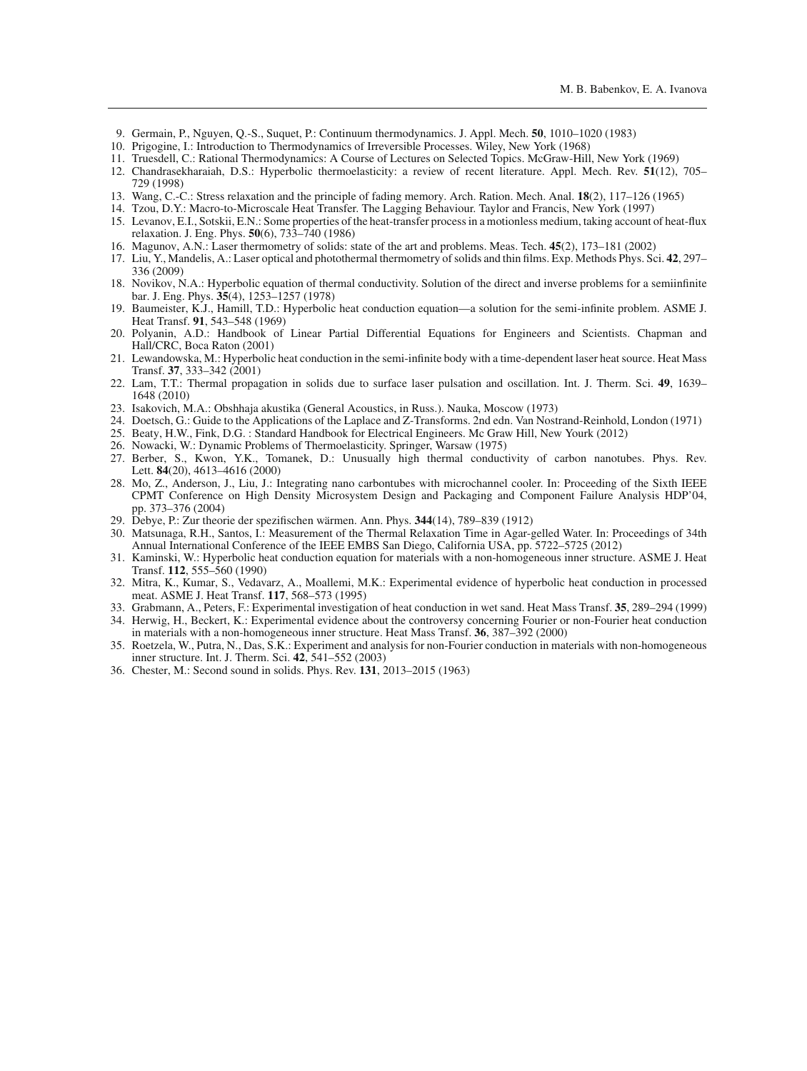9. Germain, P., Nguyen, Q.-S., Suquet, P.: Continuum thermodynamics. J. Appl. Mech. **50**, 1010–1020 (1983)
10. Prigogine, I.: Introduction to Thermodynamics of Irreversible Processes. Wiley, New York (1968)
11. Truesdell, C.: Rational Thermodynamics: A Course of Lectures on Selected Topics. McGraw-Hill, New York (1969)
12. Chandrasekharaiah, D.S.: Hyperbolic thermoelasticity: a review of recent literature. Appl. Mech. Rev. **51**(12), 705–729 (1998)
13. Wang, C.-C.: Stress relaxation and the principle of fading memory. Arch. Ration. Mech. Anal. **18**(2), 117–126 (1965)
14. Tzou, D.Y.: Macro-to-Microscale Heat Transfer. The Lagging Behaviour. Taylor and Francis, New York (1997)
15. Levanov, E.I., Sotskii, E.N.: Some properties of the heat-transfer process in a motionless medium, taking account of heat-flux relaxation. J. Eng. Phys. **50**(6), 733–740 (1986)
16. Magunov, A.N.: Laser thermometry of solids: state of the art and problems. Meas. Tech. **45**(2), 173–181 (2002)
17. Liu, Y., Mandelis, A.: Laser optical and photothermal thermometry of solids and thin films. Exp. Methods Phys. Sci. **42**, 297–336 (2009)
18. Novikov, N.A.: Hyperbolic equation of thermal conductivity. Solution of the direct and inverse problems for a semiinfinite bar. J. Eng. Phys. **35**(4), 1253–1257 (1978)
19. Baumeister, K.J., Hamill, T.D.: Hyperbolic heat conduction equation—a solution for the semi-infinite problem. ASME J. Heat Transf. **91**, 543–548 (1969)
20. Polyanin, A.D.: Handbook of Linear Partial Differential Equations for Engineers and Scientists. Chapman and Hall/CRC, Boca Raton (2001)
21. Lewandowska, M.: Hyperbolic heat conduction in the semi-infinite body with a time-dependent laser heat source. Heat Mass Transf. **37**, 333–342 (2001)
22. Lam, T.T.: Thermal propagation in solids due to surface laser pulsation and oscillation. Int. J. Therm. Sci. **49**, 1639–1648 (2010)
23. Isakovich, M.A.: Obshhaja akustika (General Acoustics, in Russ.). Nauka, Moscow (1973)
24. Doetsch, G.: Guide to the Applications of the Laplace and Z-Transforms. 2nd edn. Van Nostrand-Reinhold, London (1971)
25. Beaty, H.W., Fink, D.G. : Standard Handbook for Electrical Engineers. Mc Graw Hill, New Yourk (2012)
26. Nowacki, W.: Dynamic Problems of Thermoelasticity. Springer, Warsaw (1975)
27. Berber, S., Kwon, Y.K., Tomanek, D.: Unusually high thermal conductivity of carbon nanotubes. Phys. Rev. Lett. **84**(20), 4613–4616 (2000)
28. Mo, Z., Anderson, J., Liu, J.: Integrating nano carbontubes with microchannel cooler. In: Proceeding of the Sixth IEEE CPMT Conference on High Density Microsystem Design and Packaging and Component Failure Analysis HDP'04, pp. 373–376 (2004)
29. Debye, P.: Zur theorie der spezifischen wärmen. Ann. Phys. **344**(14), 789–839 (1912)
30. Matsunaga, R.H., Santos, I.: Measurement of the Thermal Relaxation Time in Agar-gelled Water. In: Proceedings of 34th Annual International Conference of the IEEE EMBS San Diego, California USA, pp. 5722–5725 (2012)
31. Kaminski, W.: Hyperbolic heat conduction equation for materials with a non-homogeneous inner structure. ASME J. Heat Transf. **112**, 555–560 (1990)
32. Mitra, K., Kumar, S., Vedavarz, A., Moallemi, M.K.: Experimental evidence of hyperbolic heat conduction in processed meat. ASME J. Heat Transf. **117**, 568–573 (1995)
33. Grabmann, A., Peters, F.: Experimental investigation of heat conduction in wet sand. Heat Mass Transf. **35**, 289–294 (1999)
34. Herwig, H., Beckert, K.: Experimental evidence about the controversy concerning Fourier or non-Fourier heat conduction in materials with a non-homogeneous inner structure. Heat Mass Transf. **36**, 387–392 (2000)
35. Roetzela, W., Putra, N., Das, S.K.: Experiment and analysis for non-Fourier conduction in materials with non-homogeneous inner structure. Int. J. Therm. Sci. **42**, 541–552 (2003)
36. Chester, M.: Second sound in solids. Phys. Rev. **131**, 2013–2015 (1963)